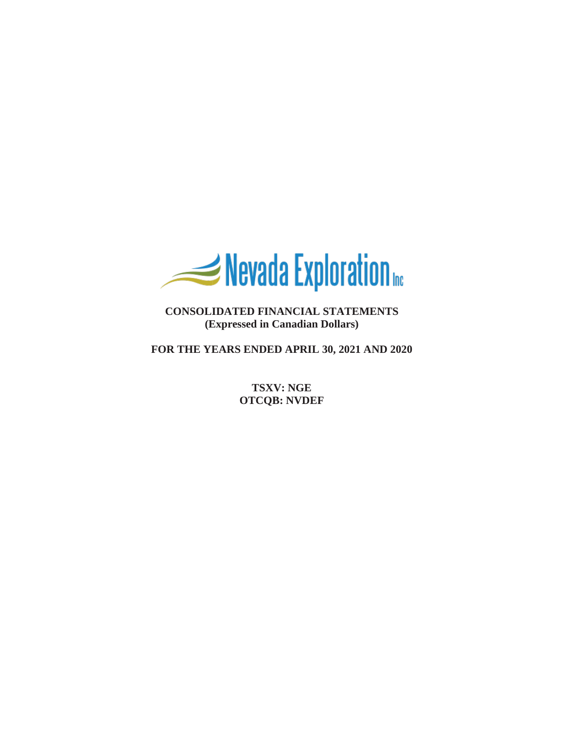Nevada Exploration Inc

# CONSOLIDATED FINANCIAL STATEMENTS
**(Expressed in Canadian Dollars)**

**FOR THE YEARS ENDED APRIL 30, 2021 AND 2020**

**TSXV: NGE**
**OTCQB: NVDEF**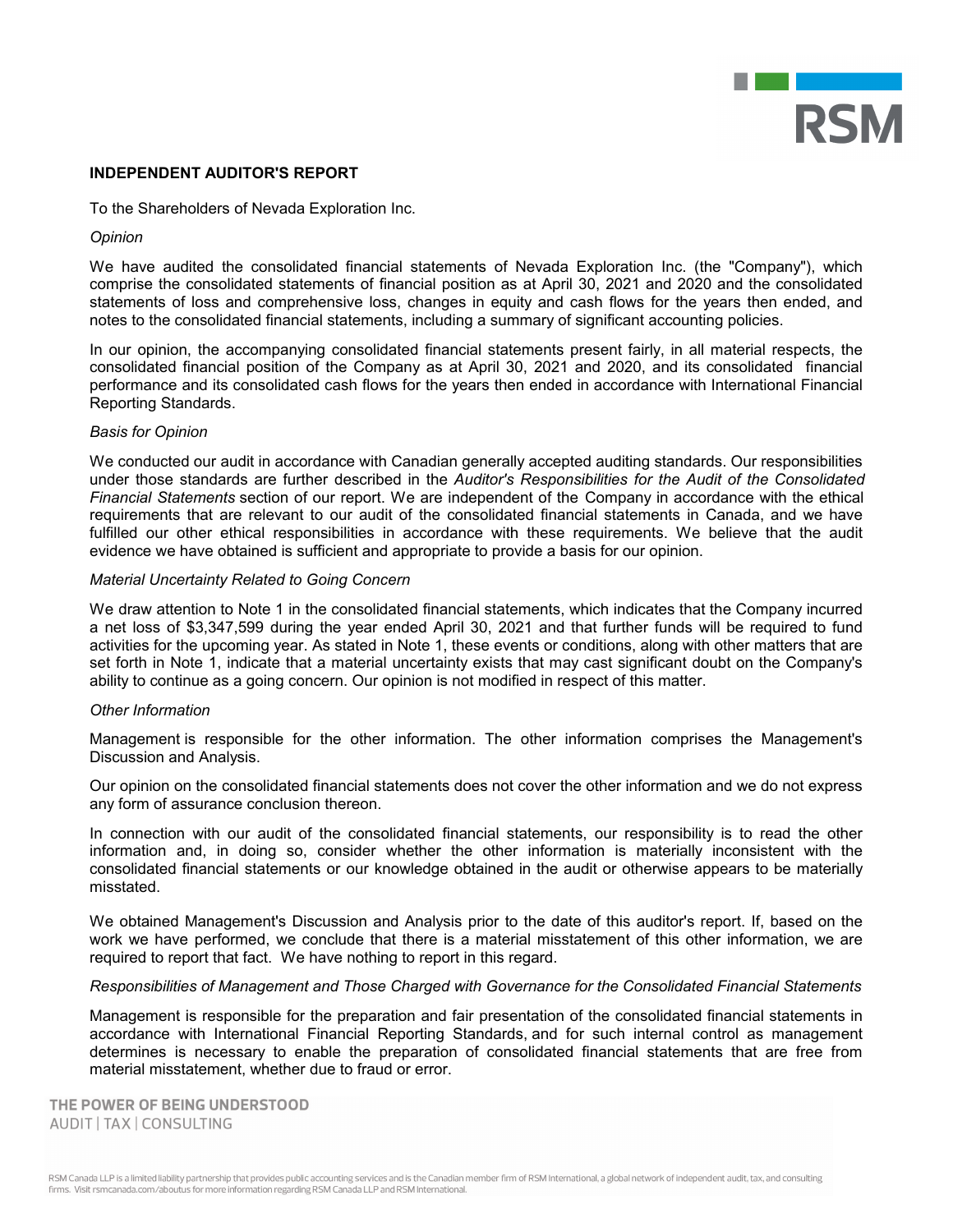## INDEPENDENT AUDITOR'S REPORT

To the Shareholders of Nevada Exploration Inc.

*Opinion*

We have audited the consolidated financial statements of Nevada Exploration Inc. (the "Company"), which comprise the consolidated statements of financial position as at April 30, 2021 and 2020 and the consolidated statements of loss and comprehensive loss, changes in equity and cash flows for the years then ended, and notes to the consolidated financial statements, including a summary of significant accounting policies.

In our opinion, the accompanying consolidated financial statements present fairly, in all material respects, the consolidated financial position of the Company as at April 30, 2021 and 2020, and its consolidated financial performance and its consolidated cash flows for the years then ended in accordance with International Financial Reporting Standards.

*Basis for Opinion*

We conducted our audit in accordance with Canadian generally accepted auditing standards. Our responsibilities under those standards are further described in the *Auditor's Responsibilities for the Audit of the Consolidated Financial Statements* section of our report. We are independent of the Company in accordance with the ethical requirements that are relevant to our audit of the consolidated financial statements in Canada, and we have fulfilled our other ethical responsibilities in accordance with these requirements. We believe that the audit evidence we have obtained is sufficient and appropriate to provide a basis for our opinion.

*Material Uncertainty Related to Going Concern*

We draw attention to Note 1 in the consolidated financial statements, which indicates that the Company incurred a net loss of $3,347,599 during the year ended April 30, 2021 and that further funds will be required to fund activities for the upcoming year. As stated in Note 1, these events or conditions, along with other matters that are set forth in Note 1, indicate that a material uncertainty exists that may cast significant doubt on the Company's ability to continue as a going concern. Our opinion is not modified in respect of this matter.

*Other Information*

Management is responsible for the other information. The other information comprises the Management's Discussion and Analysis.

Our opinion on the consolidated financial statements does not cover the other information and we do not express any form of assurance conclusion thereon.

In connection with our audit of the consolidated financial statements, our responsibility is to read the other information and, in doing so, consider whether the other information is materially inconsistent with the consolidated financial statements or our knowledge obtained in the audit or otherwise appears to be materially misstated.

We obtained Management's Discussion and Analysis prior to the date of this auditor's report. If, based on the work we have performed, we conclude that there is a material misstatement of this other information, we are required to report that fact. We have nothing to report in this regard.

*Responsibilities of Management and Those Charged with Governance for the Consolidated Financial Statements*

Management is responsible for the preparation and fair presentation of the consolidated financial statements in accordance with International Financial Reporting Standards, and for such internal control as management determines is necessary to enable the preparation of consolidated financial statements that are free from material misstatement, whether due to fraud or error.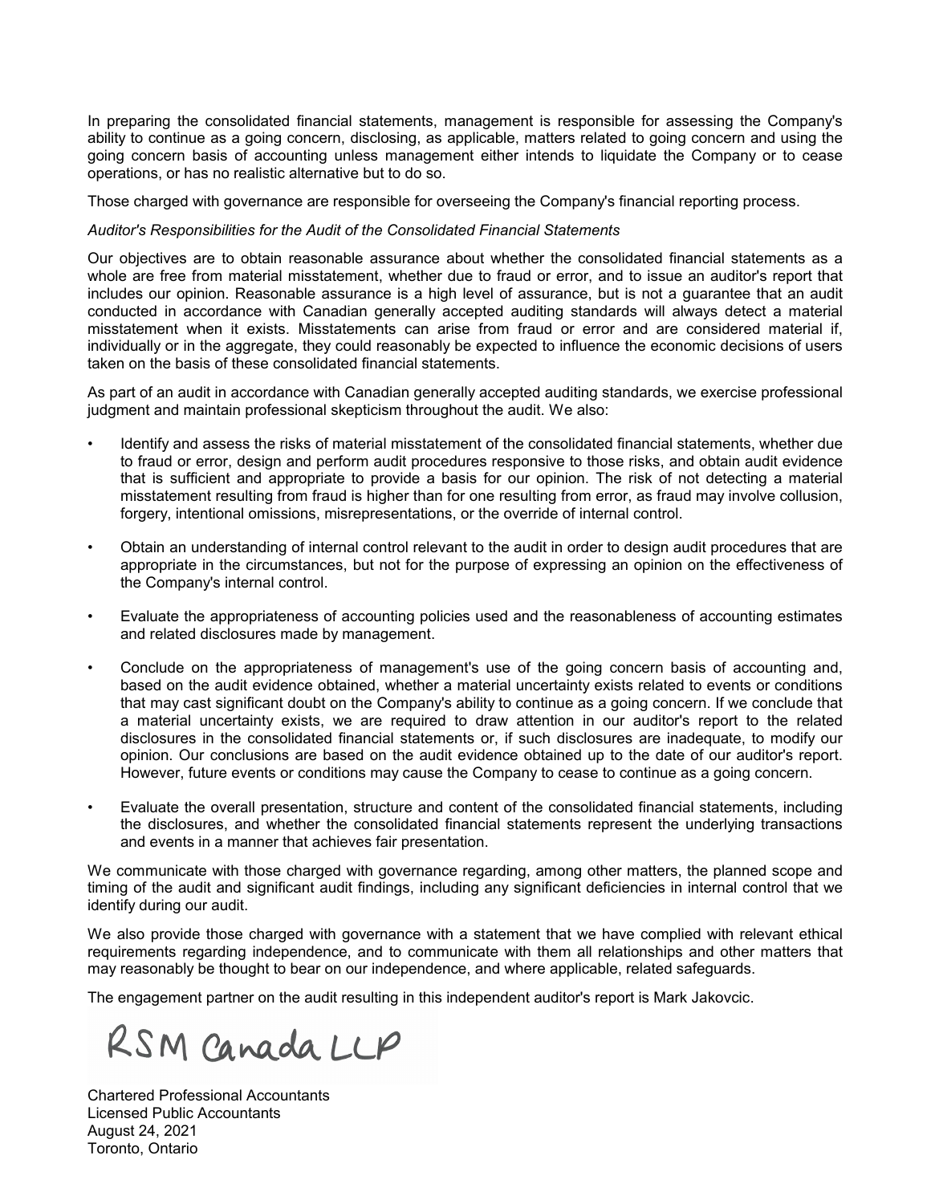In preparing the consolidated financial statements, management is responsible for assessing the Company's ability to continue as a going concern, disclosing, as applicable, matters related to going concern and using the going concern basis of accounting unless management either intends to liquidate the Company or to cease operations, or has no realistic alternative but to do so.

Those charged with governance are responsible for overseeing the Company's financial reporting process.

*Auditor's Responsibilities for the Audit of the Consolidated Financial Statements*

Our objectives are to obtain reasonable assurance about whether the consolidated financial statements as a whole are free from material misstatement, whether due to fraud or error, and to issue an auditor's report that includes our opinion. Reasonable assurance is a high level of assurance, but is not a guarantee that an audit conducted in accordance with Canadian generally accepted auditing standards will always detect a material misstatement when it exists. Misstatements can arise from fraud or error and are considered material if, individually or in the aggregate, they could reasonably be expected to influence the economic decisions of users taken on the basis of these consolidated financial statements.

As part of an audit in accordance with Canadian generally accepted auditing standards, we exercise professional judgment and maintain professional skepticism throughout the audit. We also:

- Identify and assess the risks of material misstatement of the consolidated financial statements, whether due to fraud or error, design and perform audit procedures responsive to those risks, and obtain audit evidence that is sufficient and appropriate to provide a basis for our opinion. The risk of not detecting a material misstatement resulting from fraud is higher than for one resulting from error, as fraud may involve collusion, forgery, intentional omissions, misrepresentations, or the override of internal control.

- Obtain an understanding of internal control relevant to the audit in order to design audit procedures that are appropriate in the circumstances, but not for the purpose of expressing an opinion on the effectiveness of the Company's internal control.

- Evaluate the appropriateness of accounting policies used and the reasonableness of accounting estimates and related disclosures made by management.

- Conclude on the appropriateness of management's use of the going concern basis of accounting and, based on the audit evidence obtained, whether a material uncertainty exists related to events or conditions that may cast significant doubt on the Company's ability to continue as a going concern. If we conclude that a material uncertainty exists, we are required to draw attention in our auditor's report to the related disclosures in the consolidated financial statements or, if such disclosures are inadequate, to modify our opinion. Our conclusions are based on the audit evidence obtained up to the date of our auditor's report. However, future events or conditions may cause the Company to cease to continue as a going concern.

- Evaluate the overall presentation, structure and content of the consolidated financial statements, including the disclosures, and whether the consolidated financial statements represent the underlying transactions and events in a manner that achieves fair presentation.

We communicate with those charged with governance regarding, among other matters, the planned scope and timing of the audit and significant audit findings, including any significant deficiencies in internal control that we identify during our audit.

We also provide those charged with governance with a statement that we have complied with relevant ethical requirements regarding independence, and to communicate with them all relationships and other matters that may reasonably be thought to bear on our independence, and where applicable, related safeguards.

The engagement partner on the audit resulting in this independent auditor's report is Mark Jakovcic.

RSM Canada LLP

Chartered Professional Accountants
Licensed Public Accountants
August 24, 2021
Toronto, Ontario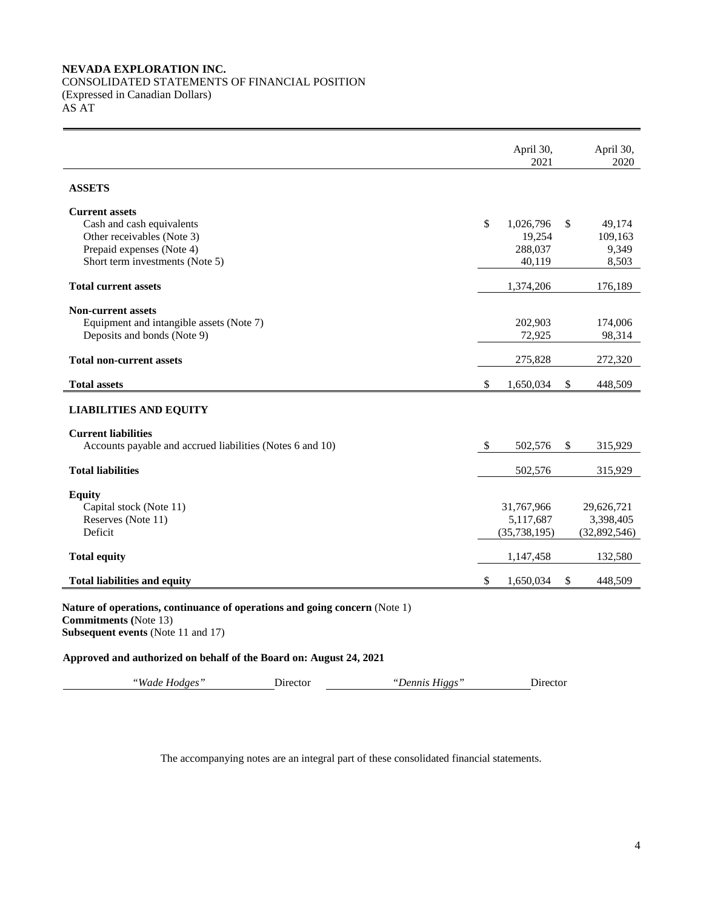**NEVADA EXPLORATION INC.**
CONSOLIDATED STATEMENTS OF FINANCIAL POSITION
(Expressed in Canadian Dollars)
AS AT

| | April 30, 2021 | April 30, 2020 |
|---|---|---|
| **ASSETS** | | |
| **Current assets** | | |
| Cash and cash equivalents | $ 1,026,796 | $ 49,174 |
| Other receivables (Note 3) | 19,254 | 109,163 |
| Prepaid expenses (Note 4) | 288,037 | 9,349 |
| Short term investments (Note 5) | 40,119 | 8,503 |
| **Total current assets** | 1,374,206 | 176,189 |
| **Non-current assets** | | |
| Equipment and intangible assets (Note 7) | 202,903 | 174,006 |
| Deposits and bonds (Note 9) | 72,925 | 98,314 |
| **Total non-current assets** | 275,828 | 272,320 |
| **Total assets** | $ 1,650,034 | $ 448,509 |
| **LIABILITIES AND EQUITY** | | |
| **Current liabilities** | | |
| Accounts payable and accrued liabilities (Notes 6 and 10) | $ 502,576 | $ 315,929 |
| **Total liabilities** | 502,576 | 315,929 |
| **Equity** | | |
| Capital stock (Note 11) | 31,767,966 | 29,626,721 |
| Reserves (Note 11) | 5,117,687 | 3,398,405 |
| Deficit | (35,738,195) | (32,892,546) |
| **Total equity** | 1,147,458 | 132,580 |
| **Total liabilities and equity** | $ 1,650,034 | $ 448,509 |

**Nature of operations, continuance of operations and going concern** (Note 1)
**Commitments (**Note 13)
**Subsequent events** (Note 11 and 17)

**Approved and authorized on behalf of the Board on: August 24, 2021**

*"Wade Hodges"* Director *"Dennis Higgs"* Director

The accompanying notes are an integral part of these consolidated financial statements.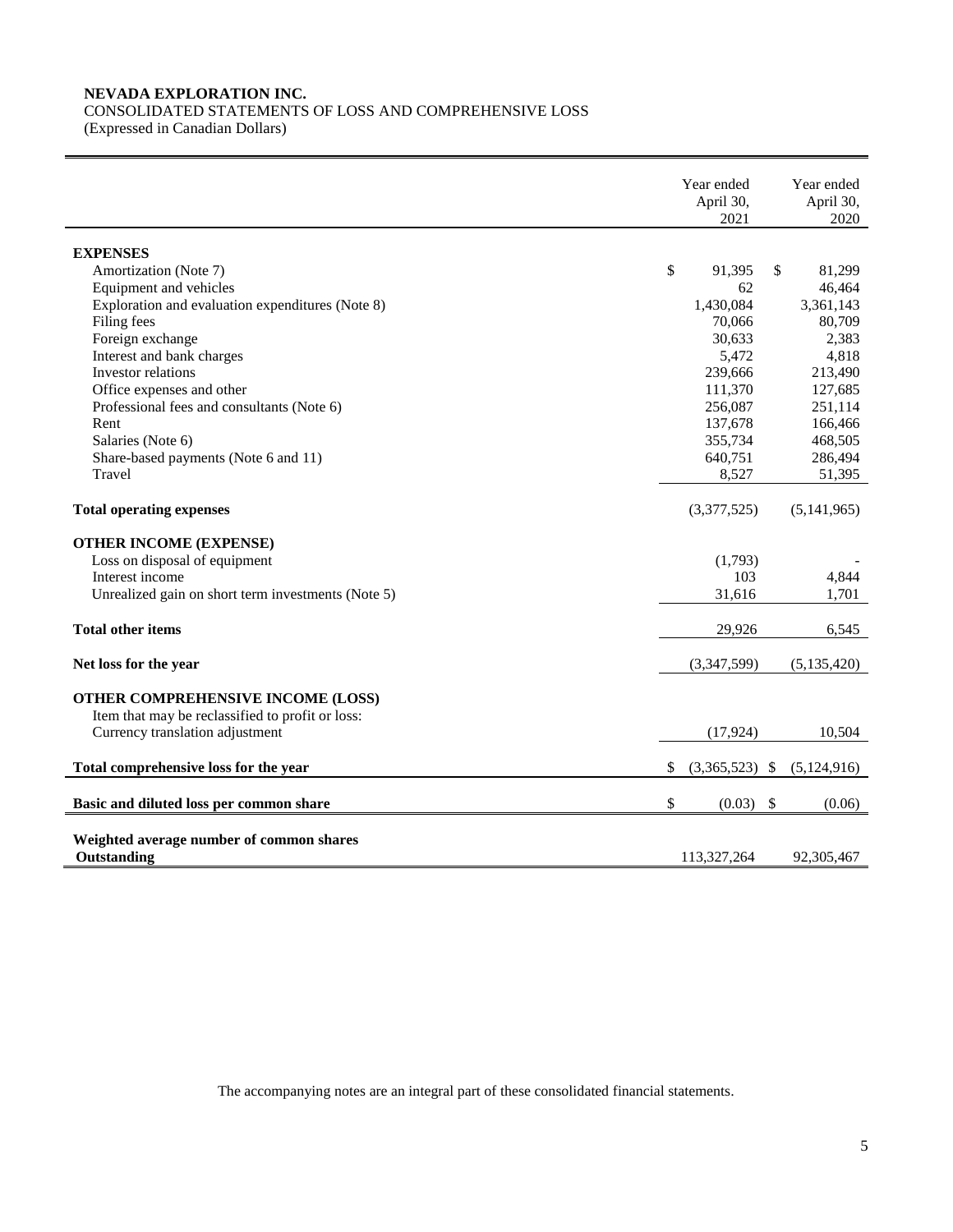**NEVADA EXPLORATION INC.**
CONSOLIDATED STATEMENTS OF LOSS AND COMPREHENSIVE LOSS
(Expressed in Canadian Dollars)

| | Year ended April 30, 2021 | Year ended April 30, 2020 |
|---|---|---|
| **EXPENSES** | | |
| Amortization (Note 7) | $ 91,395 | $ 81,299 |
| Equipment and vehicles | 62 | 46,464 |
| Exploration and evaluation expenditures (Note 8) | 1,430,084 | 3,361,143 |
| Filing fees | 70,066 | 80,709 |
| Foreign exchange | 30,633 | 2,383 |
| Interest and bank charges | 5,472 | 4,818 |
| Investor relations | 239,666 | 213,490 |
| Office expenses and other | 111,370 | 127,685 |
| Professional fees and consultants (Note 6) | 256,087 | 251,114 |
| Rent | 137,678 | 166,466 |
| Salaries (Note 6) | 355,734 | 468,505 |
| Share-based payments (Note 6 and 11) | 640,751 | 286,494 |
| Travel | 8,527 | 51,395 |
| **Total operating expenses** | (3,377,525) | (5,141,965) |
| **OTHER INCOME (EXPENSE)** | | |
| Loss on disposal of equipment | (1,793) | - |
| Interest income | 103 | 4,844 |
| Unrealized gain on short term investments (Note 5) | 31,616 | 1,701 |
| **Total other items** | 29,926 | 6,545 |
| **Net loss for the year** | (3,347,599) | (5,135,420) |
| **OTHER COMPREHENSIVE INCOME (LOSS)** | | |
| Item that may be reclassified to profit or loss: | | |
| Currency translation adjustment | (17,924) | 10,504 |
| **Total comprehensive loss for the year** | $ (3,365,523) | $ (5,124,916) |
| **Basic and diluted loss per common share** | $ (0.03) | $ (0.06) |
| **Weighted average number of common shares Outstanding** | 113,327,264 | 92,305,467 |

The accompanying notes are an integral part of these consolidated financial statements.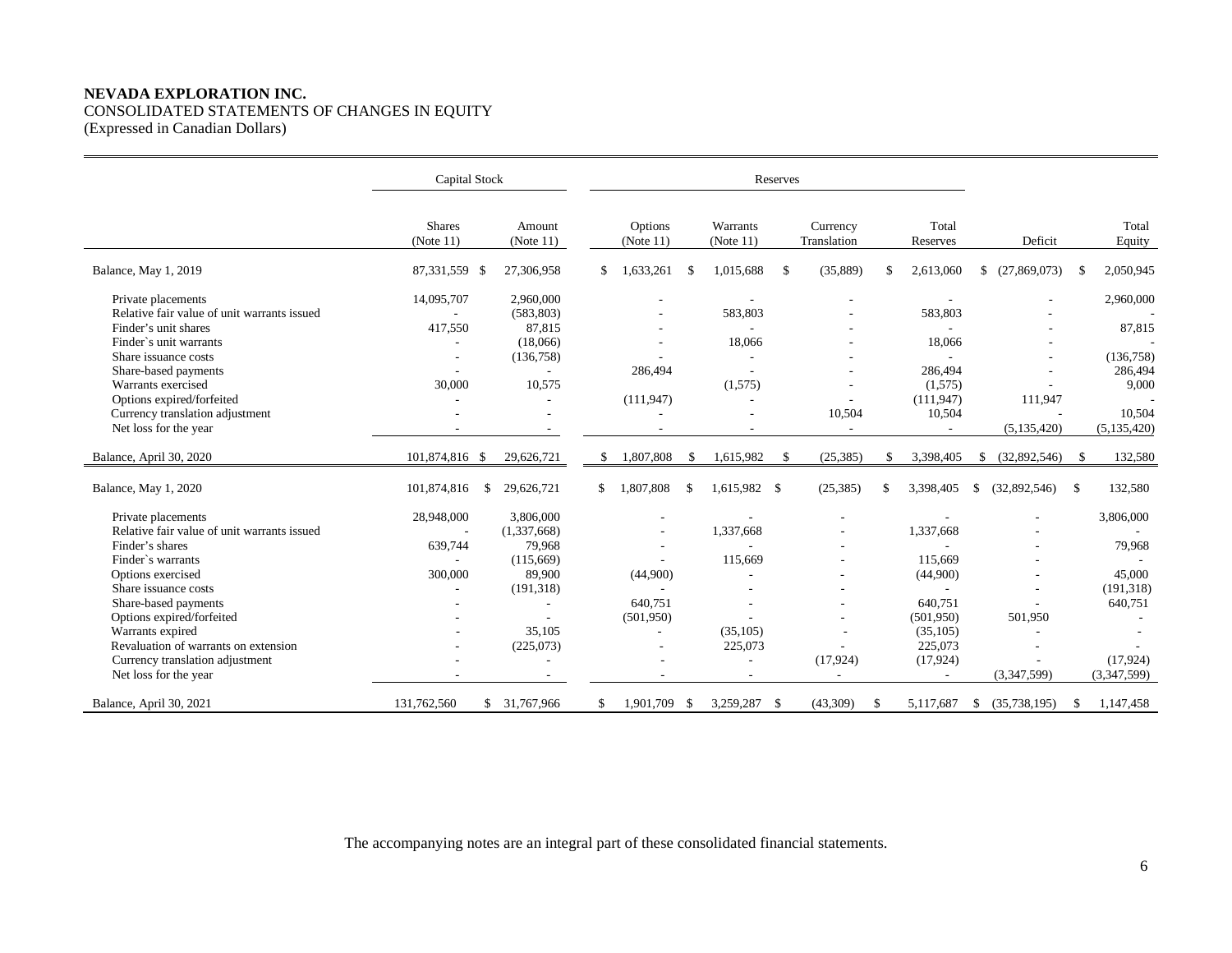**NEVADA EXPLORATION INC.**
CONSOLIDATED STATEMENTS OF CHANGES IN EQUITY
(Expressed in Canadian Dollars)

| | Capital Stock | | Reserves | | | | | |
|---|---|---|---|---|---|---|---|---|
| | Shares (Note 11) | Amount (Note 11) | Options (Note 11) | Warrants (Note 11) | Currency Translation | Total Reserves | Deficit | Total Equity |
| Balance, May 1, 2019 | 87,331,559 | $ 27,306,958 | $ 1,633,261 | $ 1,015,688 | $ (35,889) | $ 2,613,060 | $ (27,869,073) | $ 2,050,945 |
| Private placements | 14,095,707 | 2,960,000 | - | - | - | - | - | 2,960,000 |
| Relative fair value of unit warrants issued | - | (583,803) | - | 583,803 | - | 583,803 | - | - |
| Finder's unit shares | 417,550 | 87,815 | - | - | - | - | - | 87,815 |
| Finder`s unit warrants | - | (18,066) | - | 18,066 | - | 18,066 | - | - |
| Share issuance costs | - | (136,758) | - | - | - | - | - | (136,758) |
| Share-based payments | - | - | 286,494 | - | - | 286,494 | - | 286,494 |
| Warrants exercised | 30,000 | 10,575 | | (1,575) | - | (1,575) | - | 9,000 |
| Options expired/forfeited | - | - | (111,947) | - | - | (111,947) | 111,947 | - |
| Currency translation adjustment | - | - | - | - | 10,504 | 10,504 | - | 10,504 |
| Net loss for the year | - | - | - | - | - | - | (5,135,420) | (5,135,420) |
| Balance, April 30, 2020 | 101,874,816 | $ 29,626,721 | $ 1,807,808 | $ 1,615,982 | $ (25,385) | $ 3,398,405 | $ (32,892,546) | $ 132,580 |
| Balance, May 1, 2020 | 101,874,816 | $ 29,626,721 | $ 1,807,808 | $ 1,615,982 | $ (25,385) | $ 3,398,405 | $ (32,892,546) | $ 132,580 |
| Private placements | 28,948,000 | 3,806,000 | - | - | - | - | - | 3,806,000 |
| Relative fair value of unit warrants issued | - | (1,337,668) | - | 1,337,668 | - | 1,337,668 | - | - |
| Finder's shares | 639,744 | 79,968 | - | - | - | - | - | 79,968 |
| Finder`s warrants | - | (115,669) | - | 115,669 | - | 115,669 | - | - |
| Options exercised | 300,000 | 89,900 | (44,900) | - | - | (44,900) | - | 45,000 |
| Share issuance costs | - | (191,318) | - | - | - | - | - | (191,318) |
| Share-based payments | - | - | 640,751 | - | - | 640,751 | - | 640,751 |
| Options expired/forfeited | - | - | (501,950) | - | - | (501,950) | 501,950 | - |
| Warrants expired | - | 35,105 | - | (35,105) | - | (35,105) | - | - |
| Revaluation of warrants on extension | - | (225,073) | - | 225,073 | - | 225,073 | - | - |
| Currency translation adjustment | - | - | - | - | (17,924) | (17,924) | - | (17,924) |
| Net loss for the year | - | - | - | - | - | - | (3,347,599) | (3,347,599) |
| Balance, April 30, 2021 | 131,762,560 | $ 31,767,966 | $ 1,901,709 | $ 3,259,287 | $ (43,309) | $ 5,117,687 | $ (35,738,195) | $ 1,147,458 |

The accompanying notes are an integral part of these consolidated financial statements.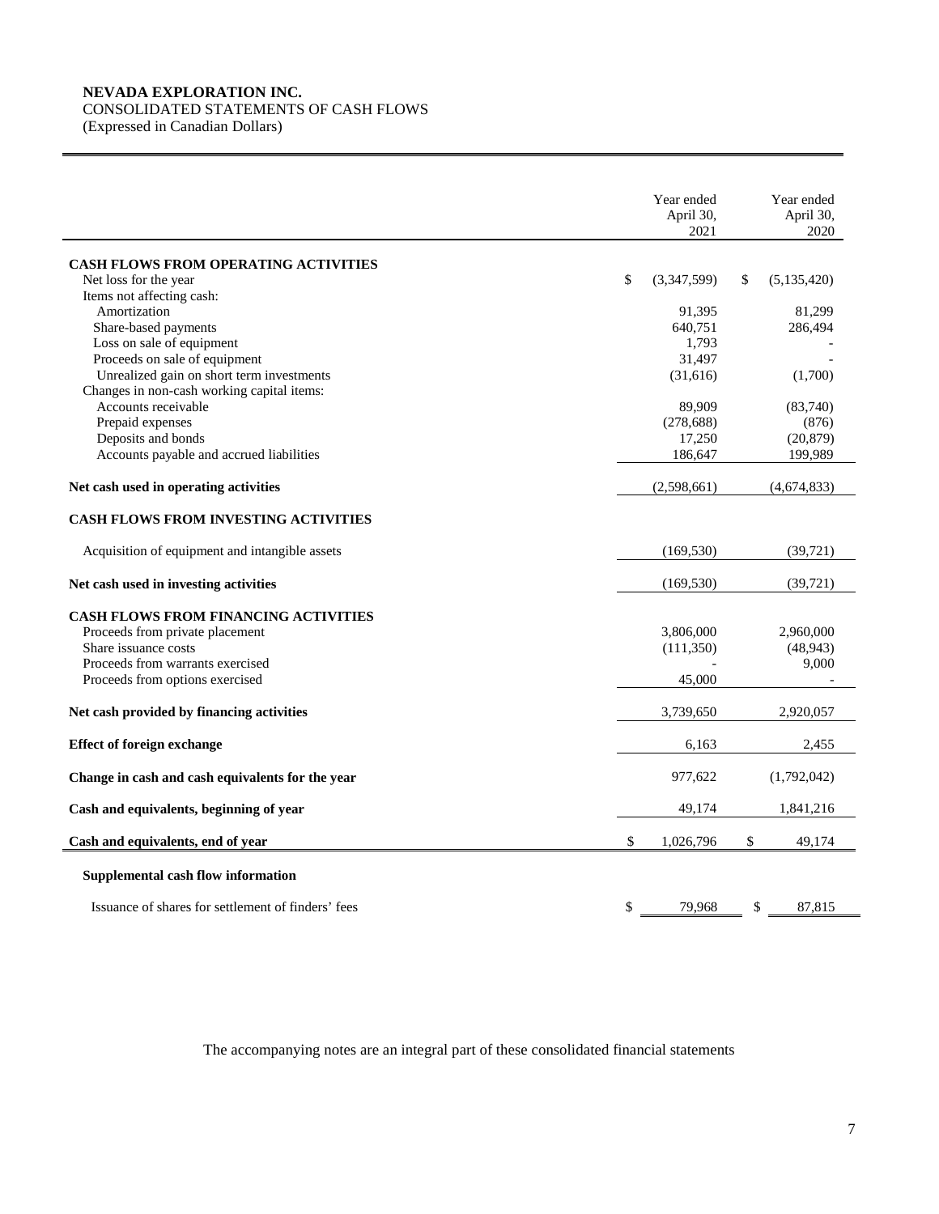**NEVADA EXPLORATION INC.**
CONSOLIDATED STATEMENTS OF CASH FLOWS
(Expressed in Canadian Dollars)

| | Year ended April 30, 2021 | Year ended April 30, 2020 |
|---|---|---|
| **CASH FLOWS FROM OPERATING ACTIVITIES** | | |
| Net loss for the year | $ (3,347,599) | $ (5,135,420) |
| Items not affecting cash: | | |
| Amortization | 91,395 | 81,299 |
| Share-based payments | 640,751 | 286,494 |
| Loss on sale of equipment | 1,793 | - |
| Proceeds on sale of equipment | 31,497 | - |
| Unrealized gain on short term investments | (31,616) | (1,700) |
| Changes in non-cash working capital items: | | |
| Accounts receivable | 89,909 | (83,740) |
| Prepaid expenses | (278,688) | (876) |
| Deposits and bonds | 17,250 | (20,879) |
| Accounts payable and accrued liabilities | 186,647 | 199,989 |
| **Net cash used in operating activities** | (2,598,661) | (4,674,833) |
| **CASH FLOWS FROM INVESTING ACTIVITIES** | | |
| Acquisition of equipment and intangible assets | (169,530) | (39,721) |
| **Net cash used in investing activities** | (169,530) | (39,721) |
| **CASH FLOWS FROM FINANCING ACTIVITIES** | | |
| Proceeds from private placement | 3,806,000 | 2,960,000 |
| Share issuance costs | (111,350) | (48,943) |
| Proceeds from warrants exercised | - | 9,000 |
| Proceeds from options exercised | 45,000 | - |
| **Net cash provided by financing activities** | 3,739,650 | 2,920,057 |
| **Effect of foreign exchange** | 6,163 | 2,455 |
| **Change in cash and cash equivalents for the year** | 977,622 | (1,792,042) |
| **Cash and equivalents, beginning of year** | 49,174 | 1,841,216 |
| **Cash and equivalents, end of year** | $ 1,026,796 | $ 49,174 |
| **Supplemental cash flow information** | | |
| Issuance of shares for settlement of finders' fees | $ 79,968 | $ 87,815 |

The accompanying notes are an integral part of these consolidated financial statements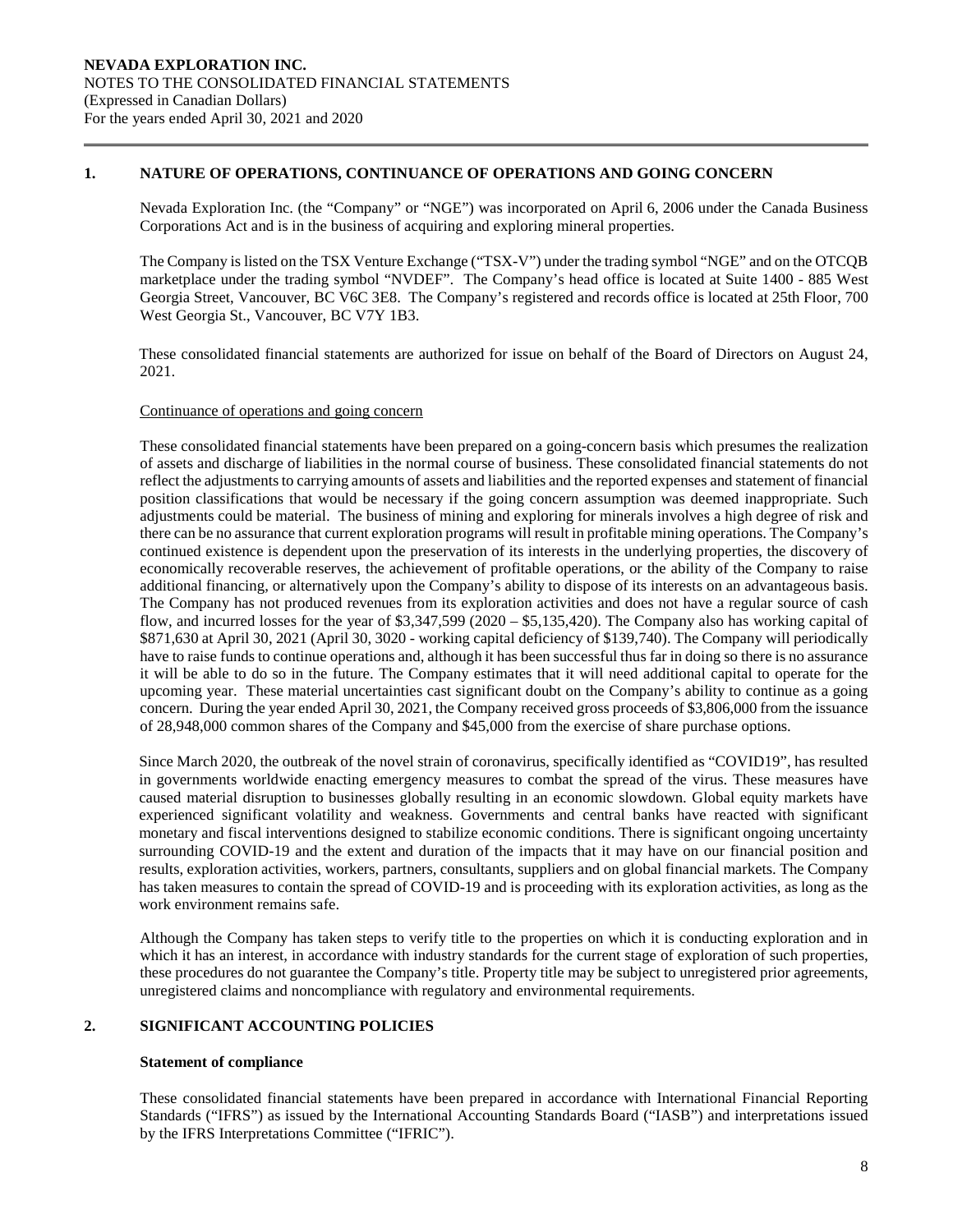## 1. NATURE OF OPERATIONS, CONTINUANCE OF OPERATIONS AND GOING CONCERN

Nevada Exploration Inc. (the "Company" or "NGE") was incorporated on April 6, 2006 under the Canada Business Corporations Act and is in the business of acquiring and exploring mineral properties.

The Company is listed on the TSX Venture Exchange ("TSX-V") under the trading symbol "NGE" and on the OTCQB marketplace under the trading symbol "NVDEF". The Company's head office is located at Suite 1400 - 885 West Georgia Street, Vancouver, BC V6C 3E8. The Company's registered and records office is located at 25th Floor, 700 West Georgia St., Vancouver, BC V7Y 1B3.

These consolidated financial statements are authorized for issue on behalf of the Board of Directors on August 24, 2021.

Continuance of operations and going concern

These consolidated financial statements have been prepared on a going-concern basis which presumes the realization of assets and discharge of liabilities in the normal course of business. These consolidated financial statements do not reflect the adjustments to carrying amounts of assets and liabilities and the reported expenses and statement of financial position classifications that would be necessary if the going concern assumption was deemed inappropriate. Such adjustments could be material. The business of mining and exploring for minerals involves a high degree of risk and there can be no assurance that current exploration programs will result in profitable mining operations. The Company's continued existence is dependent upon the preservation of its interests in the underlying properties, the discovery of economically recoverable reserves, the achievement of profitable operations, or the ability of the Company to raise additional financing, or alternatively upon the Company's ability to dispose of its interests on an advantageous basis. The Company has not produced revenues from its exploration activities and does not have a regular source of cash flow, and incurred losses for the year of $3,347,599 (2020 – $5,135,420). The Company also has working capital of $871,630 at April 30, 2021 (April 30, 3020 - working capital deficiency of $139,740). The Company will periodically have to raise funds to continue operations and, although it has been successful thus far in doing so there is no assurance it will be able to do so in the future. The Company estimates that it will need additional capital to operate for the upcoming year. These material uncertainties cast significant doubt on the Company's ability to continue as a going concern. During the year ended April 30, 2021, the Company received gross proceeds of $3,806,000 from the issuance of 28,948,000 common shares of the Company and $45,000 from the exercise of share purchase options.

Since March 2020, the outbreak of the novel strain of coronavirus, specifically identified as "COVID19", has resulted in governments worldwide enacting emergency measures to combat the spread of the virus. These measures have caused material disruption to businesses globally resulting in an economic slowdown. Global equity markets have experienced significant volatility and weakness. Governments and central banks have reacted with significant monetary and fiscal interventions designed to stabilize economic conditions. There is significant ongoing uncertainty surrounding COVID-19 and the extent and duration of the impacts that it may have on our financial position and results, exploration activities, workers, partners, consultants, suppliers and on global financial markets. The Company has taken measures to contain the spread of COVID-19 and is proceeding with its exploration activities, as long as the work environment remains safe.

Although the Company has taken steps to verify title to the properties on which it is conducting exploration and in which it has an interest, in accordance with industry standards for the current stage of exploration of such properties, these procedures do not guarantee the Company's title. Property title may be subject to unregistered prior agreements, unregistered claims and noncompliance with regulatory and environmental requirements.

## 2. SIGNIFICANT ACCOUNTING POLICIES

**Statement of compliance**

These consolidated financial statements have been prepared in accordance with International Financial Reporting Standards ("IFRS") as issued by the International Accounting Standards Board ("IASB") and interpretations issued by the IFRS Interpretations Committee ("IFRIC").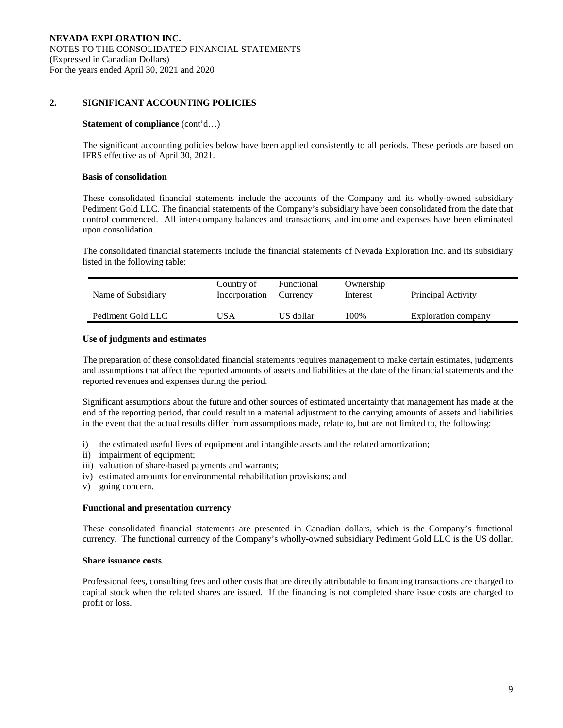## 2. SIGNIFICANT ACCOUNTING POLICIES

**Statement of compliance** (cont'd…)

The significant accounting policies below have been applied consistently to all periods. These periods are based on IFRS effective as of April 30, 2021.

**Basis of consolidation**

These consolidated financial statements include the accounts of the Company and its wholly-owned subsidiary Pediment Gold LLC. The financial statements of the Company's subsidiary have been consolidated from the date that control commenced. All inter-company balances and transactions, and income and expenses have been eliminated upon consolidation.

The consolidated financial statements include the financial statements of Nevada Exploration Inc. and its subsidiary listed in the following table:

| Name of Subsidiary | Country of Incorporation | Functional Currency | Ownership Interest | Principal Activity |
|---|---|---|---|---|
| Pediment Gold LLC | USA | US dollar | 100% | Exploration company |

**Use of judgments and estimates**

The preparation of these consolidated financial statements requires management to make certain estimates, judgments and assumptions that affect the reported amounts of assets and liabilities at the date of the financial statements and the reported revenues and expenses during the period.

Significant assumptions about the future and other sources of estimated uncertainty that management has made at the end of the reporting period, that could result in a material adjustment to the carrying amounts of assets and liabilities in the event that the actual results differ from assumptions made, relate to, but are not limited to, the following:

i) the estimated useful lives of equipment and intangible assets and the related amortization;
ii) impairment of equipment;
iii) valuation of share-based payments and warrants;
iv) estimated amounts for environmental rehabilitation provisions; and
v) going concern.

**Functional and presentation currency**

These consolidated financial statements are presented in Canadian dollars, which is the Company's functional currency. The functional currency of the Company's wholly-owned subsidiary Pediment Gold LLC is the US dollar.

**Share issuance costs**

Professional fees, consulting fees and other costs that are directly attributable to financing transactions are charged to capital stock when the related shares are issued. If the financing is not completed share issue costs are charged to profit or loss.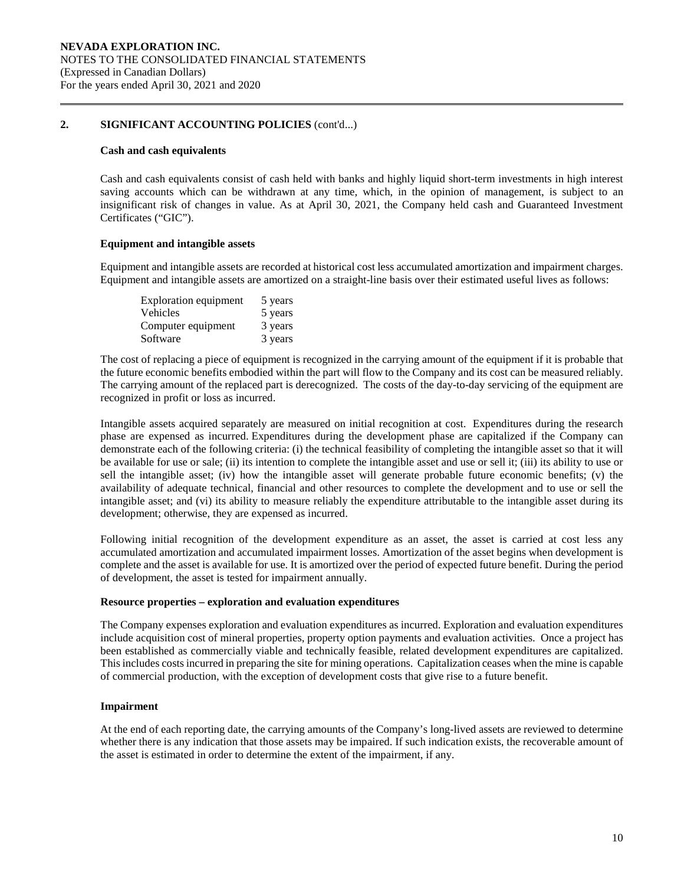## 2. SIGNIFICANT ACCOUNTING POLICIES (cont'd...)

### Cash and cash equivalents

Cash and cash equivalents consist of cash held with banks and highly liquid short-term investments in high interest saving accounts which can be withdrawn at any time, which, in the opinion of management, is subject to an insignificant risk of changes in value. As at April 30, 2021, the Company held cash and Guaranteed Investment Certificates ("GIC").

### Equipment and intangible assets

Equipment and intangible assets are recorded at historical cost less accumulated amortization and impairment charges. Equipment and intangible assets are amortized on a straight-line basis over their estimated useful lives as follows:

| | |
|---|---|
| Exploration equipment | 5 years |
| Vehicles | 5 years |
| Computer equipment | 3 years |
| Software | 3 years |

The cost of replacing a piece of equipment is recognized in the carrying amount of the equipment if it is probable that the future economic benefits embodied within the part will flow to the Company and its cost can be measured reliably. The carrying amount of the replaced part is derecognized. The costs of the day-to-day servicing of the equipment are recognized in profit or loss as incurred.

Intangible assets acquired separately are measured on initial recognition at cost. Expenditures during the research phase are expensed as incurred. Expenditures during the development phase are capitalized if the Company can demonstrate each of the following criteria: (i) the technical feasibility of completing the intangible asset so that it will be available for use or sale; (ii) its intention to complete the intangible asset and use or sell it; (iii) its ability to use or sell the intangible asset; (iv) how the intangible asset will generate probable future economic benefits; (v) the availability of adequate technical, financial and other resources to complete the development and to use or sell the intangible asset; and (vi) its ability to measure reliably the expenditure attributable to the intangible asset during its development; otherwise, they are expensed as incurred.

Following initial recognition of the development expenditure as an asset, the asset is carried at cost less any accumulated amortization and accumulated impairment losses. Amortization of the asset begins when development is complete and the asset is available for use. It is amortized over the period of expected future benefit. During the period of development, the asset is tested for impairment annually.

### Resource properties – exploration and evaluation expenditures

The Company expenses exploration and evaluation expenditures as incurred. Exploration and evaluation expenditures include acquisition cost of mineral properties, property option payments and evaluation activities. Once a project has been established as commercially viable and technically feasible, related development expenditures are capitalized. This includes costs incurred in preparing the site for mining operations. Capitalization ceases when the mine is capable of commercial production, with the exception of development costs that give rise to a future benefit.

### Impairment

At the end of each reporting date, the carrying amounts of the Company's long-lived assets are reviewed to determine whether there is any indication that those assets may be impaired. If such indication exists, the recoverable amount of the asset is estimated in order to determine the extent of the impairment, if any.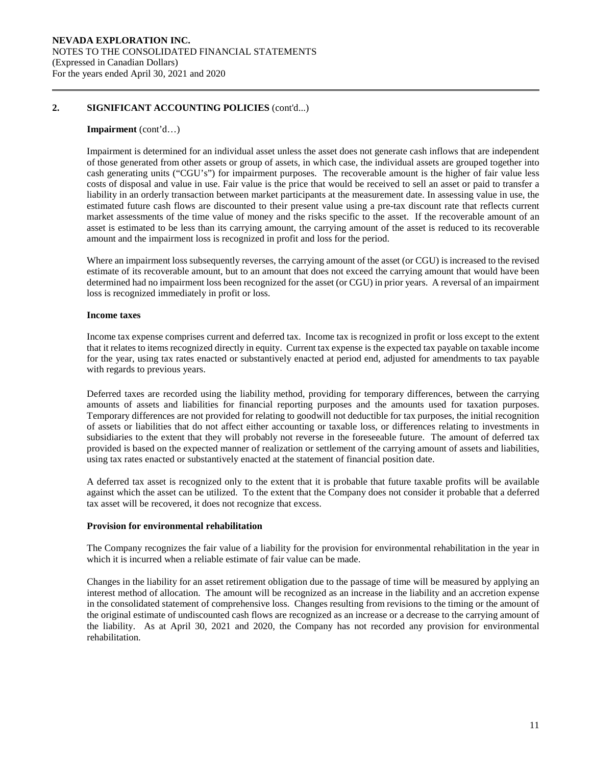## 2. SIGNIFICANT ACCOUNTING POLICIES (cont'd...)

**Impairment** (cont'd…)

Impairment is determined for an individual asset unless the asset does not generate cash inflows that are independent of those generated from other assets or group of assets, in which case, the individual assets are grouped together into cash generating units ("CGU's") for impairment purposes. The recoverable amount is the higher of fair value less costs of disposal and value in use. Fair value is the price that would be received to sell an asset or paid to transfer a liability in an orderly transaction between market participants at the measurement date. In assessing value in use, the estimated future cash flows are discounted to their present value using a pre-tax discount rate that reflects current market assessments of the time value of money and the risks specific to the asset. If the recoverable amount of an asset is estimated to be less than its carrying amount, the carrying amount of the asset is reduced to its recoverable amount and the impairment loss is recognized in profit and loss for the period.

Where an impairment loss subsequently reverses, the carrying amount of the asset (or CGU) is increased to the revised estimate of its recoverable amount, but to an amount that does not exceed the carrying amount that would have been determined had no impairment loss been recognized for the asset (or CGU) in prior years. A reversal of an impairment loss is recognized immediately in profit or loss.

**Income taxes**

Income tax expense comprises current and deferred tax. Income tax is recognized in profit or loss except to the extent that it relates to items recognized directly in equity. Current tax expense is the expected tax payable on taxable income for the year, using tax rates enacted or substantively enacted at period end, adjusted for amendments to tax payable with regards to previous years.

Deferred taxes are recorded using the liability method, providing for temporary differences, between the carrying amounts of assets and liabilities for financial reporting purposes and the amounts used for taxation purposes. Temporary differences are not provided for relating to goodwill not deductible for tax purposes, the initial recognition of assets or liabilities that do not affect either accounting or taxable loss, or differences relating to investments in subsidiaries to the extent that they will probably not reverse in the foreseeable future. The amount of deferred tax provided is based on the expected manner of realization or settlement of the carrying amount of assets and liabilities, using tax rates enacted or substantively enacted at the statement of financial position date.

A deferred tax asset is recognized only to the extent that it is probable that future taxable profits will be available against which the asset can be utilized. To the extent that the Company does not consider it probable that a deferred tax asset will be recovered, it does not recognize that excess.

**Provision for environmental rehabilitation**

The Company recognizes the fair value of a liability for the provision for environmental rehabilitation in the year in which it is incurred when a reliable estimate of fair value can be made.

Changes in the liability for an asset retirement obligation due to the passage of time will be measured by applying an interest method of allocation. The amount will be recognized as an increase in the liability and an accretion expense in the consolidated statement of comprehensive loss. Changes resulting from revisions to the timing or the amount of the original estimate of undiscounted cash flows are recognized as an increase or a decrease to the carrying amount of the liability. As at April 30, 2021 and 2020, the Company has not recorded any provision for environmental rehabilitation.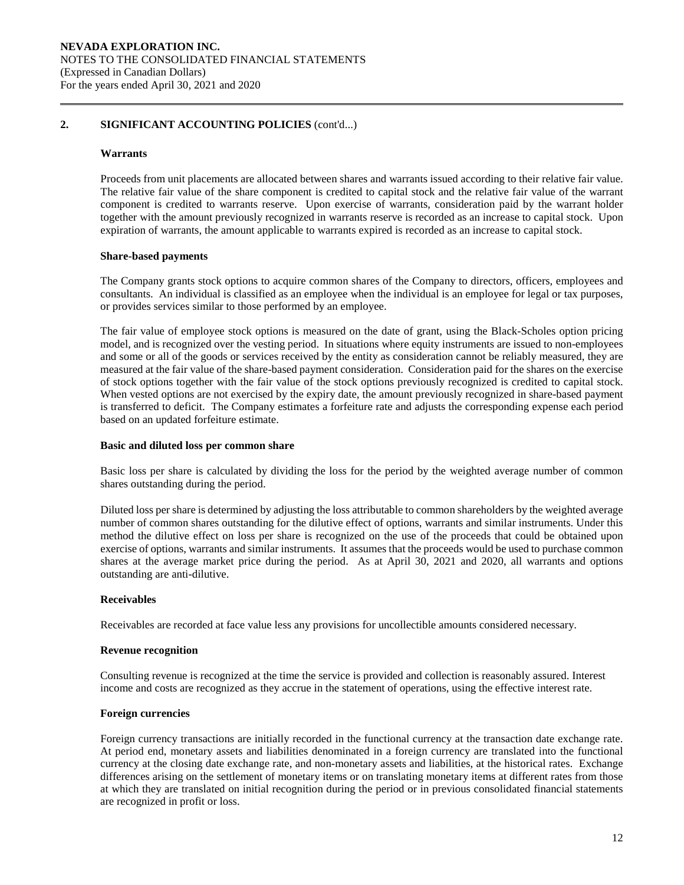## 2. SIGNIFICANT ACCOUNTING POLICIES (cont'd...)

### Warrants

Proceeds from unit placements are allocated between shares and warrants issued according to their relative fair value. The relative fair value of the share component is credited to capital stock and the relative fair value of the warrant component is credited to warrants reserve. Upon exercise of warrants, consideration paid by the warrant holder together with the amount previously recognized in warrants reserve is recorded as an increase to capital stock. Upon expiration of warrants, the amount applicable to warrants expired is recorded as an increase to capital stock.

### Share-based payments

The Company grants stock options to acquire common shares of the Company to directors, officers, employees and consultants. An individual is classified as an employee when the individual is an employee for legal or tax purposes, or provides services similar to those performed by an employee.

The fair value of employee stock options is measured on the date of grant, using the Black-Scholes option pricing model, and is recognized over the vesting period. In situations where equity instruments are issued to non-employees and some or all of the goods or services received by the entity as consideration cannot be reliably measured, they are measured at the fair value of the share-based payment consideration. Consideration paid for the shares on the exercise of stock options together with the fair value of the stock options previously recognized is credited to capital stock. When vested options are not exercised by the expiry date, the amount previously recognized in share-based payment is transferred to deficit. The Company estimates a forfeiture rate and adjusts the corresponding expense each period based on an updated forfeiture estimate.

### Basic and diluted loss per common share

Basic loss per share is calculated by dividing the loss for the period by the weighted average number of common shares outstanding during the period.

Diluted loss per share is determined by adjusting the loss attributable to common shareholders by the weighted average number of common shares outstanding for the dilutive effect of options, warrants and similar instruments. Under this method the dilutive effect on loss per share is recognized on the use of the proceeds that could be obtained upon exercise of options, warrants and similar instruments. It assumes that the proceeds would be used to purchase common shares at the average market price during the period. As at April 30, 2021 and 2020, all warrants and options outstanding are anti-dilutive.

### Receivables

Receivables are recorded at face value less any provisions for uncollectible amounts considered necessary.

### Revenue recognition

Consulting revenue is recognized at the time the service is provided and collection is reasonably assured. Interest income and costs are recognized as they accrue in the statement of operations, using the effective interest rate.

### Foreign currencies

Foreign currency transactions are initially recorded in the functional currency at the transaction date exchange rate. At period end, monetary assets and liabilities denominated in a foreign currency are translated into the functional currency at the closing date exchange rate, and non-monetary assets and liabilities, at the historical rates. Exchange differences arising on the settlement of monetary items or on translating monetary items at different rates from those at which they are translated on initial recognition during the period or in previous consolidated financial statements are recognized in profit or loss.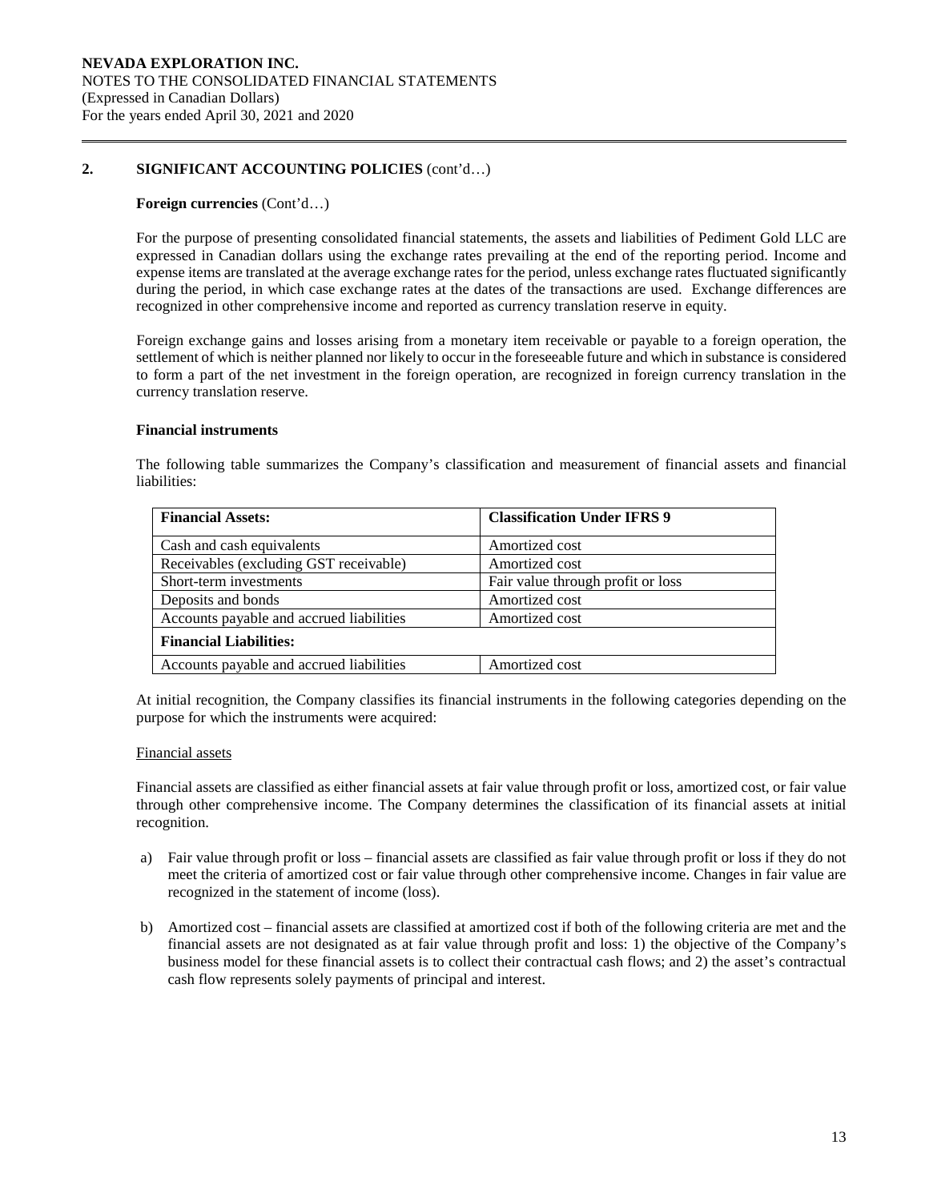## 2. SIGNIFICANT ACCOUNTING POLICIES (cont'd…)

**Foreign currencies** (Cont'd…)

For the purpose of presenting consolidated financial statements, the assets and liabilities of Pediment Gold LLC are expressed in Canadian dollars using the exchange rates prevailing at the end of the reporting period. Income and expense items are translated at the average exchange rates for the period, unless exchange rates fluctuated significantly during the period, in which case exchange rates at the dates of the transactions are used. Exchange differences are recognized in other comprehensive income and reported as currency translation reserve in equity.

Foreign exchange gains and losses arising from a monetary item receivable or payable to a foreign operation, the settlement of which is neither planned nor likely to occur in the foreseeable future and which in substance is considered to form a part of the net investment in the foreign operation, are recognized in foreign currency translation in the currency translation reserve.

**Financial instruments**

The following table summarizes the Company's classification and measurement of financial assets and financial liabilities:

| **Financial Assets:** | **Classification Under IFRS 9** |
|---|---|
| Cash and cash equivalents | Amortized cost |
| Receivables (excluding GST receivable) | Amortized cost |
| Short-term investments | Fair value through profit or loss |
| Deposits and bonds | Amortized cost |
| Accounts payable and accrued liabilities | Amortized cost |
| **Financial Liabilities:** | |
| Accounts payable and accrued liabilities | Amortized cost |

At initial recognition, the Company classifies its financial instruments in the following categories depending on the purpose for which the instruments were acquired:

Financial assets

Financial assets are classified as either financial assets at fair value through profit or loss, amortized cost, or fair value through other comprehensive income. The Company determines the classification of its financial assets at initial recognition.

a) Fair value through profit or loss – financial assets are classified as fair value through profit or loss if they do not meet the criteria of amortized cost or fair value through other comprehensive income. Changes in fair value are recognized in the statement of income (loss).

b) Amortized cost – financial assets are classified at amortized cost if both of the following criteria are met and the financial assets are not designated as at fair value through profit and loss: 1) the objective of the Company's business model for these financial assets is to collect their contractual cash flows; and 2) the asset's contractual cash flow represents solely payments of principal and interest.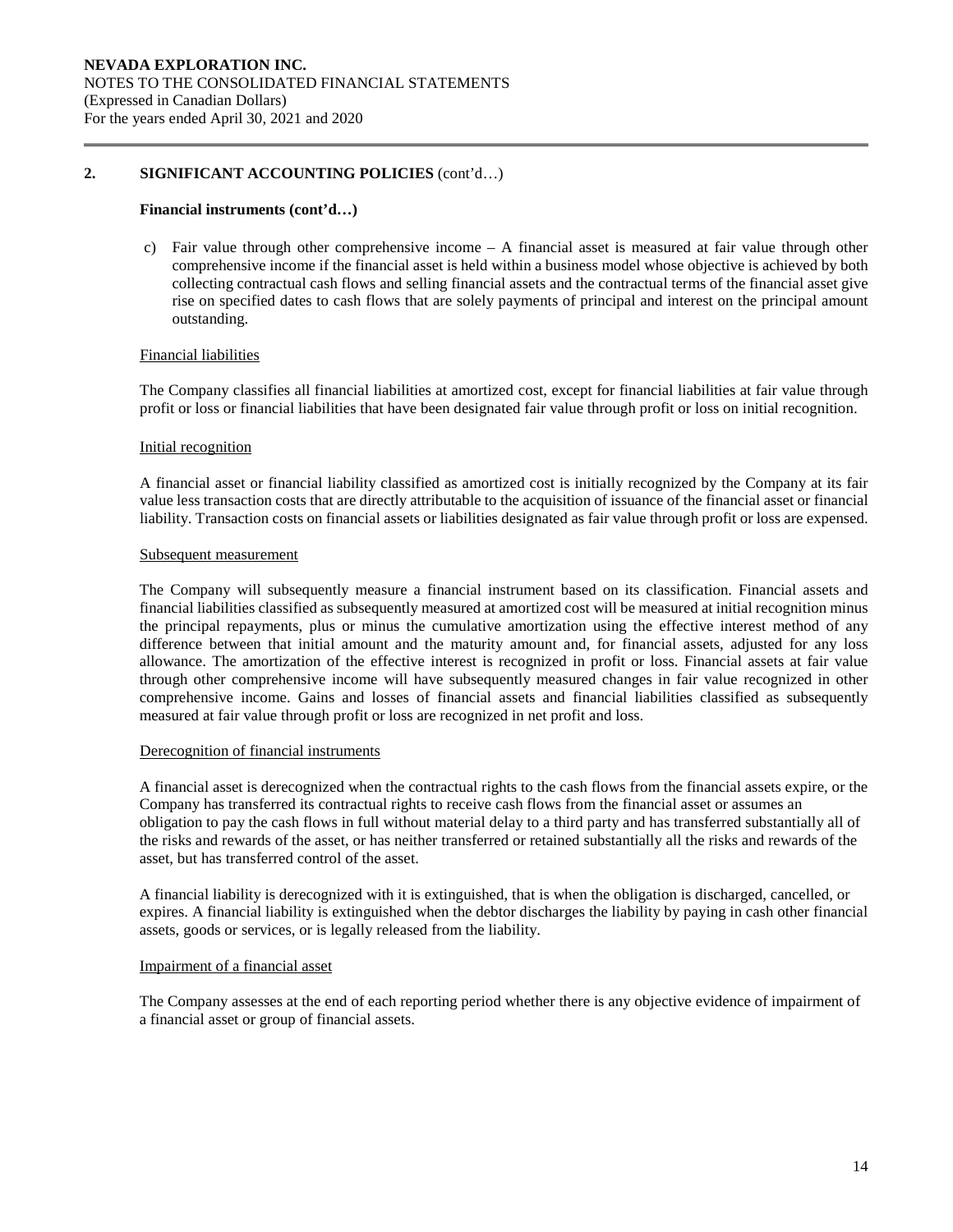## 2. SIGNIFICANT ACCOUNTING POLICIES (cont'd…)

**Financial instruments (cont'd…)**

c) Fair value through other comprehensive income – A financial asset is measured at fair value through other comprehensive income if the financial asset is held within a business model whose objective is achieved by both collecting contractual cash flows and selling financial assets and the contractual terms of the financial asset give rise on specified dates to cash flows that are solely payments of principal and interest on the principal amount outstanding.

Financial liabilities

The Company classifies all financial liabilities at amortized cost, except for financial liabilities at fair value through profit or loss or financial liabilities that have been designated fair value through profit or loss on initial recognition.

Initial recognition

A financial asset or financial liability classified as amortized cost is initially recognized by the Company at its fair value less transaction costs that are directly attributable to the acquisition of issuance of the financial asset or financial liability. Transaction costs on financial assets or liabilities designated as fair value through profit or loss are expensed.

Subsequent measurement

The Company will subsequently measure a financial instrument based on its classification. Financial assets and financial liabilities classified as subsequently measured at amortized cost will be measured at initial recognition minus the principal repayments, plus or minus the cumulative amortization using the effective interest method of any difference between that initial amount and the maturity amount and, for financial assets, adjusted for any loss allowance. The amortization of the effective interest is recognized in profit or loss. Financial assets at fair value through other comprehensive income will have subsequently measured changes in fair value recognized in other comprehensive income. Gains and losses of financial assets and financial liabilities classified as subsequently measured at fair value through profit or loss are recognized in net profit and loss.

Derecognition of financial instruments

A financial asset is derecognized when the contractual rights to the cash flows from the financial assets expire, or the Company has transferred its contractual rights to receive cash flows from the financial asset or assumes an obligation to pay the cash flows in full without material delay to a third party and has transferred substantially all of the risks and rewards of the asset, or has neither transferred or retained substantially all the risks and rewards of the asset, but has transferred control of the asset.

A financial liability is derecognized with it is extinguished, that is when the obligation is discharged, cancelled, or expires. A financial liability is extinguished when the debtor discharges the liability by paying in cash other financial assets, goods or services, or is legally released from the liability.

Impairment of a financial asset

The Company assesses at the end of each reporting period whether there is any objective evidence of impairment of a financial asset or group of financial assets.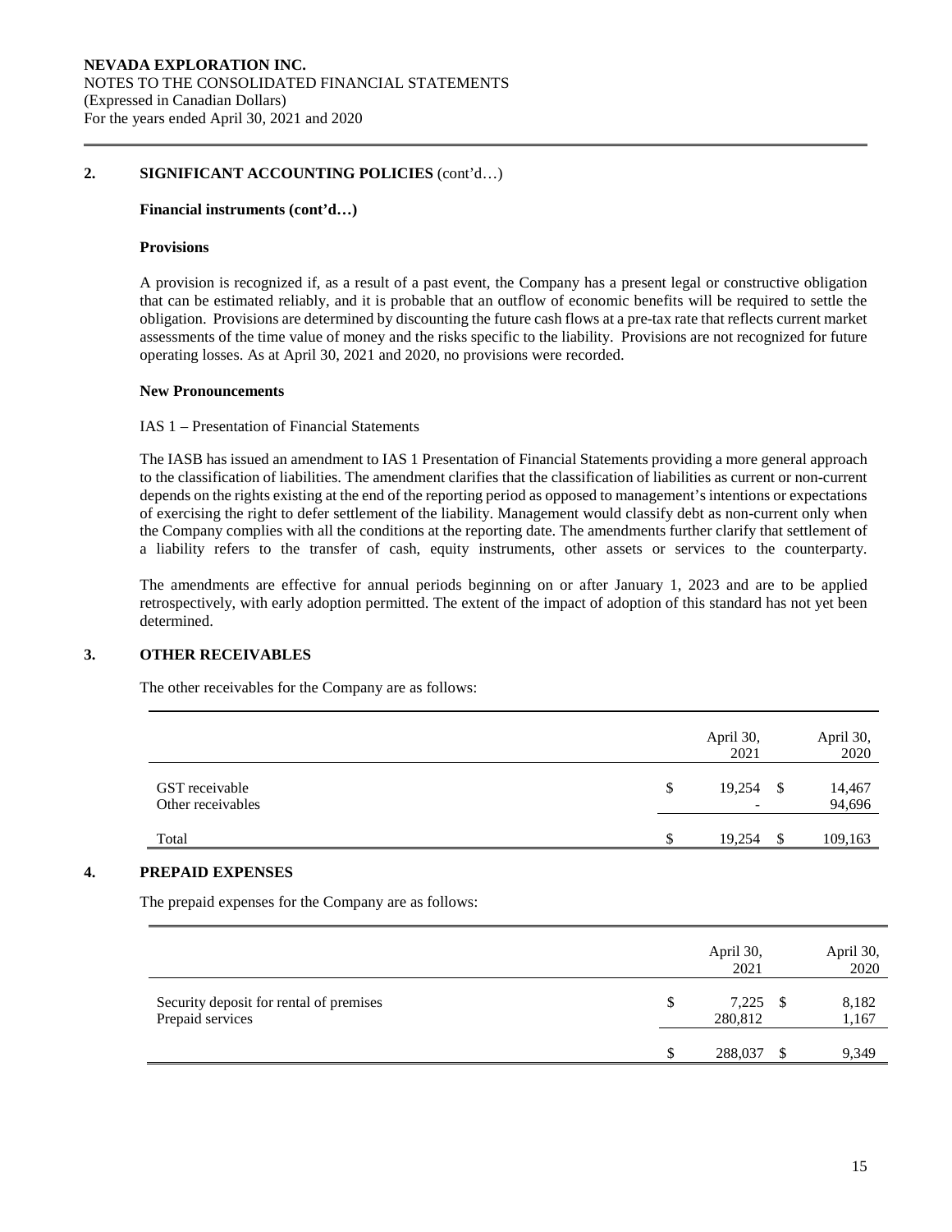## 2. SIGNIFICANT ACCOUNTING POLICIES (cont'd…)

**Financial instruments (cont'd…)**

**Provisions**

A provision is recognized if, as a result of a past event, the Company has a present legal or constructive obligation that can be estimated reliably, and it is probable that an outflow of economic benefits will be required to settle the obligation. Provisions are determined by discounting the future cash flows at a pre-tax rate that reflects current market assessments of the time value of money and the risks specific to the liability. Provisions are not recognized for future operating losses. As at April 30, 2021 and 2020, no provisions were recorded.

**New Pronouncements**

IAS 1 – Presentation of Financial Statements

The IASB has issued an amendment to IAS 1 Presentation of Financial Statements providing a more general approach to the classification of liabilities. The amendment clarifies that the classification of liabilities as current or non-current depends on the rights existing at the end of the reporting period as opposed to management's intentions or expectations of exercising the right to defer settlement of the liability. Management would classify debt as non-current only when the Company complies with all the conditions at the reporting date. The amendments further clarify that settlement of a liability refers to the transfer of cash, equity instruments, other assets or services to the counterparty.

The amendments are effective for annual periods beginning on or after January 1, 2023 and are to be applied retrospectively, with early adoption permitted. The extent of the impact of adoption of this standard has not yet been determined.

## 3. OTHER RECEIVABLES

The other receivables for the Company are as follows:

| | April 30, 2021 | April 30, 2020 |
|---|---|---|
| GST receivable | $ 19,254 | $ 14,467 |
| Other receivables | - | 94,696 |
| Total | $ 19,254 | $ 109,163 |

## 4. PREPAID EXPENSES

The prepaid expenses for the Company are as follows:

| | April 30, 2021 | April 30, 2020 |
|---|---|---|
| Security deposit for rental of premises | $ 7,225 | $ 8,182 |
| Prepaid services | 280,812 | 1,167 |
| | $ 288,037 | $ 9,349 |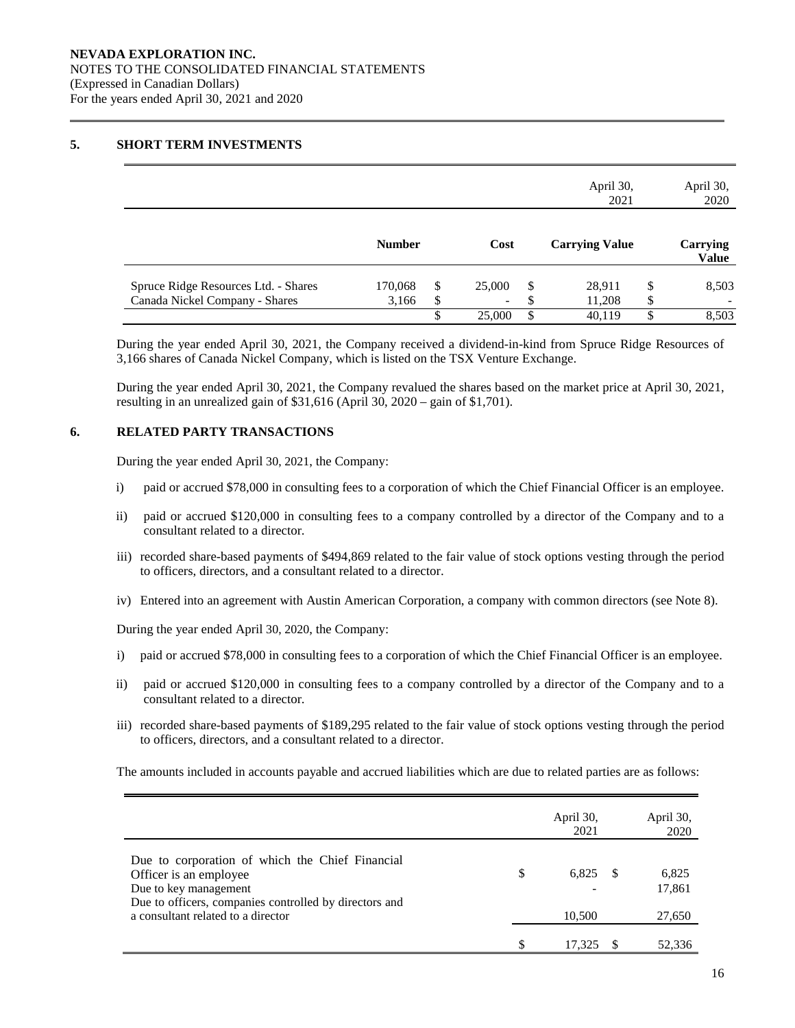**NEVADA EXPLORATION INC.**
NOTES TO THE CONSOLIDATED FINANCIAL STATEMENTS
(Expressed in Canadian Dollars)
For the years ended April 30, 2021 and 2020

## 5. SHORT TERM INVESTMENTS

| | | | April 30, 2021 | April 30, 2020 |
|---|---|---|---|---|
| | **Number** | **Cost** | **Carrying Value** | **Carrying Value** |
| Spruce Ridge Resources Ltd. - Shares | 170,068 | $ 25,000 | $ 28,911 | $ 8,503 |
| Canada Nickel Company - Shares | 3,166 | $ - | $ 11,208 | $ - |
| | | $ 25,000 | $ 40,119 | $ 8,503 |

During the year ended April 30, 2021, the Company received a dividend-in-kind from Spruce Ridge Resources of 3,166 shares of Canada Nickel Company, which is listed on the TSX Venture Exchange.

During the year ended April 30, 2021, the Company revalued the shares based on the market price at April 30, 2021, resulting in an unrealized gain of $31,616 (April 30, 2020 – gain of $1,701).

## 6. RELATED PARTY TRANSACTIONS

During the year ended April 30, 2021, the Company:

i) paid or accrued $78,000 in consulting fees to a corporation of which the Chief Financial Officer is an employee.

ii) paid or accrued $120,000 in consulting fees to a company controlled by a director of the Company and to a consultant related to a director.

iii) recorded share-based payments of $494,869 related to the fair value of stock options vesting through the period to officers, directors, and a consultant related to a director.

iv) Entered into an agreement with Austin American Corporation, a company with common directors (see Note 8).

During the year ended April 30, 2020, the Company:

i) paid or accrued $78,000 in consulting fees to a corporation of which the Chief Financial Officer is an employee.

ii) paid or accrued $120,000 in consulting fees to a company controlled by a director of the Company and to a consultant related to a director.

iii) recorded share-based payments of $189,295 related to the fair value of stock options vesting through the period to officers, directors, and a consultant related to a director.

The amounts included in accounts payable and accrued liabilities which are due to related parties are as follows:

| | April 30, 2021 | April 30, 2020 |
|---|---|---|
| Due to corporation of which the Chief Financial Officer is an employee | $ 6,825 | $ 6,825 |
| Due to key management | - | 17,861 |
| Due to officers, companies controlled by directors and a consultant related to a director | 10,500 | 27,650 |
| | $ 17,325 | $ 52,336 |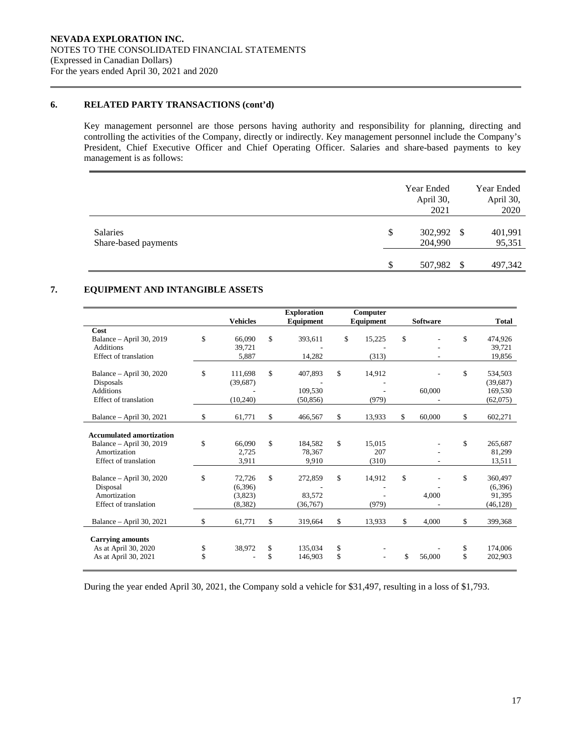NEVADA EXPLORATION INC.
NOTES TO THE CONSOLIDATED FINANCIAL STATEMENTS
(Expressed in Canadian Dollars)
For the years ended April 30, 2021 and 2020

## 6. RELATED PARTY TRANSACTIONS (cont'd)

Key management personnel are those persons having authority and responsibility for planning, directing and controlling the activities of the Company, directly or indirectly. Key management personnel include the Company's President, Chief Executive Officer and Chief Operating Officer. Salaries and share-based payments to key management is as follows:

| | Year Ended April 30, 2021 | Year Ended April 30, 2020 |
|---|---|---|
| Salaries | $ 302,992 | $ 401,991 |
| Share-based payments | 204,990 | 95,351 |
| | $ 507,982 | $ 497,342 |

## 7. EQUIPMENT AND INTANGIBLE ASSETS

| | Vehicles | Exploration Equipment | Computer Equipment | Software | Total |
|---|---|---|---|---|---|
| **Cost** | | | | | |
| Balance – April 30, 2019 | $ 66,090 | $ 393,611 | $ 15,225 | $ - | $ 474,926 |
| Additions | 39,721 | - | - | - | 39,721 |
| Effect of translation | 5,887 | 14,282 | (313) | - | 19,856 |
| Balance – April 30, 2020 | $ 111,698 | $ 407,893 | $ 14,912 | - | $ 534,503 |
| Disposals | (39,687) | - | - | | (39,687) |
| Additions | - | 109,530 | - | 60,000 | 169,530 |
| Effect of translation | (10,240) | (50,856) | (979) | - | (62,075) |
| Balance – April 30, 2021 | $ 61,771 | $ 466,567 | $ 13,933 | $ 60,000 | $ 602,271 |
| **Accumulated amortization** | | | | | |
| Balance – April 30, 2019 | $ 66,090 | $ 184,582 | $ 15,015 | - | $ 265,687 |
| Amortization | 2,725 | 78,367 | 207 | - | 81,299 |
| Effect of translation | 3,911 | 9,910 | (310) | - | 13,511 |
| Balance – April 30, 2020 | $ 72,726 | $ 272,859 | $ 14,912 | $ - | $ 360,497 |
| Disposal | (6,396) | - | - | - | (6,396) |
| Amortization | (3,823) | 83,572 | - | 4,000 | 91,395 |
| Effect of translation | (8,382) | (36,767) | (979) | - | (46,128) |
| Balance – April 30, 2021 | $ 61,771 | $ 319,664 | $ 13,933 | $ 4,000 | $ 399,368 |
| **Carrying amounts** | | | | | |
| As at April 30, 2020 | $ 38,972 | $ 135,034 | $ - | - | $ 174,006 |
| As at April 30, 2021 | $ - | $ 146,903 | $ - | $ 56,000 | $ 202,903 |

During the year ended April 30, 2021, the Company sold a vehicle for $31,497, resulting in a loss of $1,793.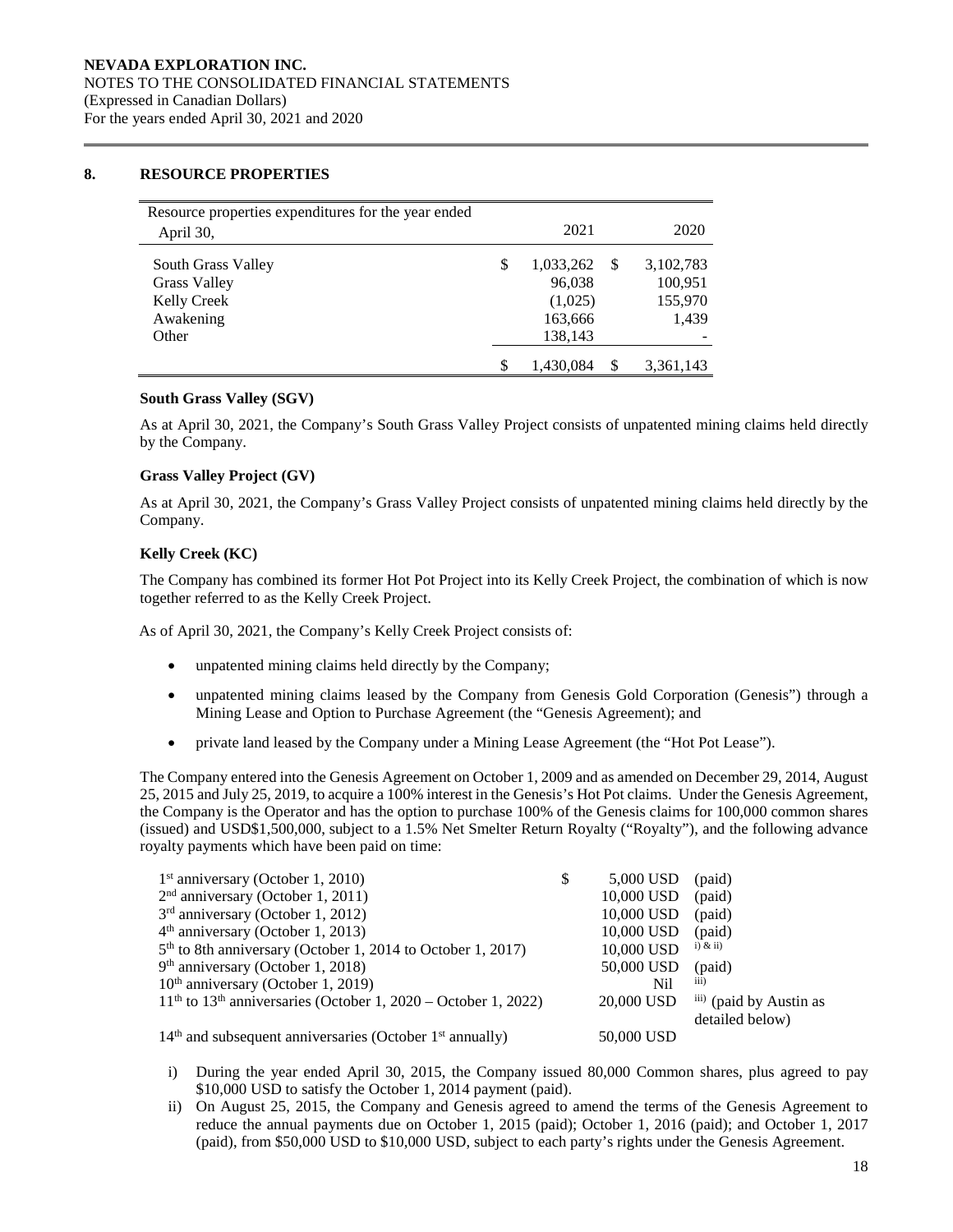**NEVADA EXPLORATION INC.**
NOTES TO THE CONSOLIDATED FINANCIAL STATEMENTS
(Expressed in Canadian Dollars)
For the years ended April 30, 2021 and 2020

## 8. RESOURCE PROPERTIES

| Resource properties expenditures for the year ended April 30, | 2021 | 2020 |
|---|---|---|
| South Grass Valley | $ 1,033,262 | $ 3,102,783 |
| Grass Valley | 96,038 | 100,951 |
| Kelly Creek | (1,025) | 155,970 |
| Awakening | 163,666 | 1,439 |
| Other | 138,143 | - |
| | $ 1,430,084 | $ 3,361,143 |

### South Grass Valley (SGV)

As at April 30, 2021, the Company's South Grass Valley Project consists of unpatented mining claims held directly by the Company.

### Grass Valley Project (GV)

As at April 30, 2021, the Company's Grass Valley Project consists of unpatented mining claims held directly by the Company.

### Kelly Creek (KC)

The Company has combined its former Hot Pot Project into its Kelly Creek Project, the combination of which is now together referred to as the Kelly Creek Project.

As of April 30, 2021, the Company's Kelly Creek Project consists of:

- unpatented mining claims held directly by the Company;
- unpatented mining claims leased by the Company from Genesis Gold Corporation (Genesis") through a Mining Lease and Option to Purchase Agreement (the "Genesis Agreement); and
- private land leased by the Company under a Mining Lease Agreement (the "Hot Pot Lease").

The Company entered into the Genesis Agreement on October 1, 2009 and as amended on December 29, 2014, August 25, 2015 and July 25, 2019, to acquire a 100% interest in the Genesis's Hot Pot claims. Under the Genesis Agreement, the Company is the Operator and has the option to purchase 100% of the Genesis claims for 100,000 common shares (issued) and USD$1,500,000, subject to a 1.5% Net Smelter Return Royalty ("Royalty"), and the following advance royalty payments which have been paid on time:

| | | |
|---|---|---|
| 1st anniversary (October 1, 2010) | $ 5,000 USD | (paid) |
| 2nd anniversary (October 1, 2011) | 10,000 USD | (paid) |
| 3rd anniversary (October 1, 2012) | 10,000 USD | (paid) |
| 4th anniversary (October 1, 2013) | 10,000 USD | (paid) |
| 5th to 8th anniversary (October 1, 2014 to October 1, 2017) | 10,000 USD | i) & ii) |
| 9th anniversary (October 1, 2018) | 50,000 USD | (paid) |
| 10th anniversary (October 1, 2019) | Nil | iii) |
| 11th to 13th anniversaries (October 1, 2020 – October 1, 2022) | 20,000 USD | iii) (paid by Austin as detailed below) |
| 14th and subsequent anniversaries (October 1st annually) | 50,000 USD | |

i) During the year ended April 30, 2015, the Company issued 80,000 Common shares, plus agreed to pay \$10,000 USD to satisfy the October 1, 2014 payment (paid).

ii) On August 25, 2015, the Company and Genesis agreed to amend the terms of the Genesis Agreement to reduce the annual payments due on October 1, 2015 (paid); October 1, 2016 (paid); and October 1, 2017 (paid), from \$50,000 USD to \$10,000 USD, subject to each party's rights under the Genesis Agreement.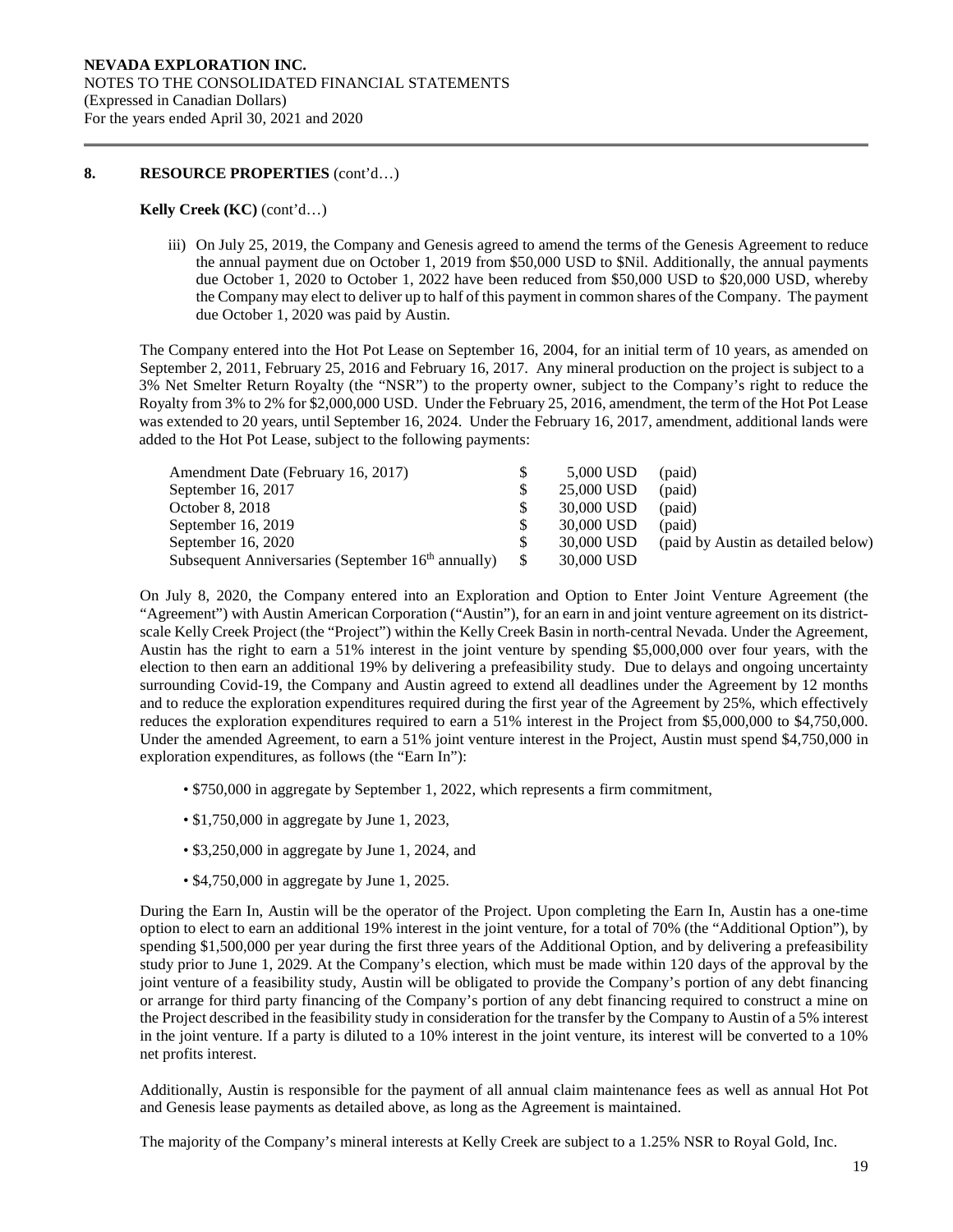## 8. RESOURCE PROPERTIES (cont'd…)

**Kelly Creek (KC)** (cont'd…)

iii) On July 25, 2019, the Company and Genesis agreed to amend the terms of the Genesis Agreement to reduce the annual payment due on October 1, 2019 from $50,000 USD to $Nil. Additionally, the annual payments due October 1, 2020 to October 1, 2022 have been reduced from $50,000 USD to $20,000 USD, whereby the Company may elect to deliver up to half of this payment in common shares of the Company. The payment due October 1, 2020 was paid by Austin.

The Company entered into the Hot Pot Lease on September 16, 2004, for an initial term of 10 years, as amended on September 2, 2011, February 25, 2016 and February 16, 2017. Any mineral production on the project is subject to a 3% Net Smelter Return Royalty (the "NSR") to the property owner, subject to the Company's right to reduce the Royalty from 3% to 2% for $2,000,000 USD. Under the February 25, 2016, amendment, the term of the Hot Pot Lease was extended to 20 years, until September 16, 2024. Under the February 16, 2017, amendment, additional lands were added to the Hot Pot Lease, subject to the following payments:

| | | | |
|---|---|---|---|
| Amendment Date (February 16, 2017) | $ | 5,000 USD | (paid) |
| September 16, 2017 | $ | 25,000 USD | (paid) |
| October 8, 2018 | $ | 30,000 USD | (paid) |
| September 16, 2019 | $ | 30,000 USD | (paid) |
| September 16, 2020 | $ | 30,000 USD | (paid by Austin as detailed below) |
| Subsequent Anniversaries (September 16th annually) | $ | 30,000 USD | |

On July 8, 2020, the Company entered into an Exploration and Option to Enter Joint Venture Agreement (the "Agreement") with Austin American Corporation ("Austin"), for an earn in and joint venture agreement on its district-scale Kelly Creek Project (the "Project") within the Kelly Creek Basin in north-central Nevada. Under the Agreement, Austin has the right to earn a 51% interest in the joint venture by spending $5,000,000 over four years, with the election to then earn an additional 19% by delivering a prefeasibility study. Due to delays and ongoing uncertainty surrounding Covid-19, the Company and Austin agreed to extend all deadlines under the Agreement by 12 months and to reduce the exploration expenditures required during the first year of the Agreement by 25%, which effectively reduces the exploration expenditures required to earn a 51% interest in the Project from $5,000,000 to $4,750,000. Under the amended Agreement, to earn a 51% joint venture interest in the Project, Austin must spend $4,750,000 in exploration expenditures, as follows (the "Earn In"):

- $750,000 in aggregate by September 1, 2022, which represents a firm commitment,
- $1,750,000 in aggregate by June 1, 2023,
- $3,250,000 in aggregate by June 1, 2024, and
- $4,750,000 in aggregate by June 1, 2025.

During the Earn In, Austin will be the operator of the Project. Upon completing the Earn In, Austin has a one-time option to elect to earn an additional 19% interest in the joint venture, for a total of 70% (the "Additional Option"), by spending $1,500,000 per year during the first three years of the Additional Option, and by delivering a prefeasibility study prior to June 1, 2029. At the Company's election, which must be made within 120 days of the approval by the joint venture of a feasibility study, Austin will be obligated to provide the Company's portion of any debt financing or arrange for third party financing of the Company's portion of any debt financing required to construct a mine on the Project described in the feasibility study in consideration for the transfer by the Company to Austin of a 5% interest in the joint venture. If a party is diluted to a 10% interest in the joint venture, its interest will be converted to a 10% net profits interest.

Additionally, Austin is responsible for the payment of all annual claim maintenance fees as well as annual Hot Pot and Genesis lease payments as detailed above, as long as the Agreement is maintained.

The majority of the Company's mineral interests at Kelly Creek are subject to a 1.25% NSR to Royal Gold, Inc.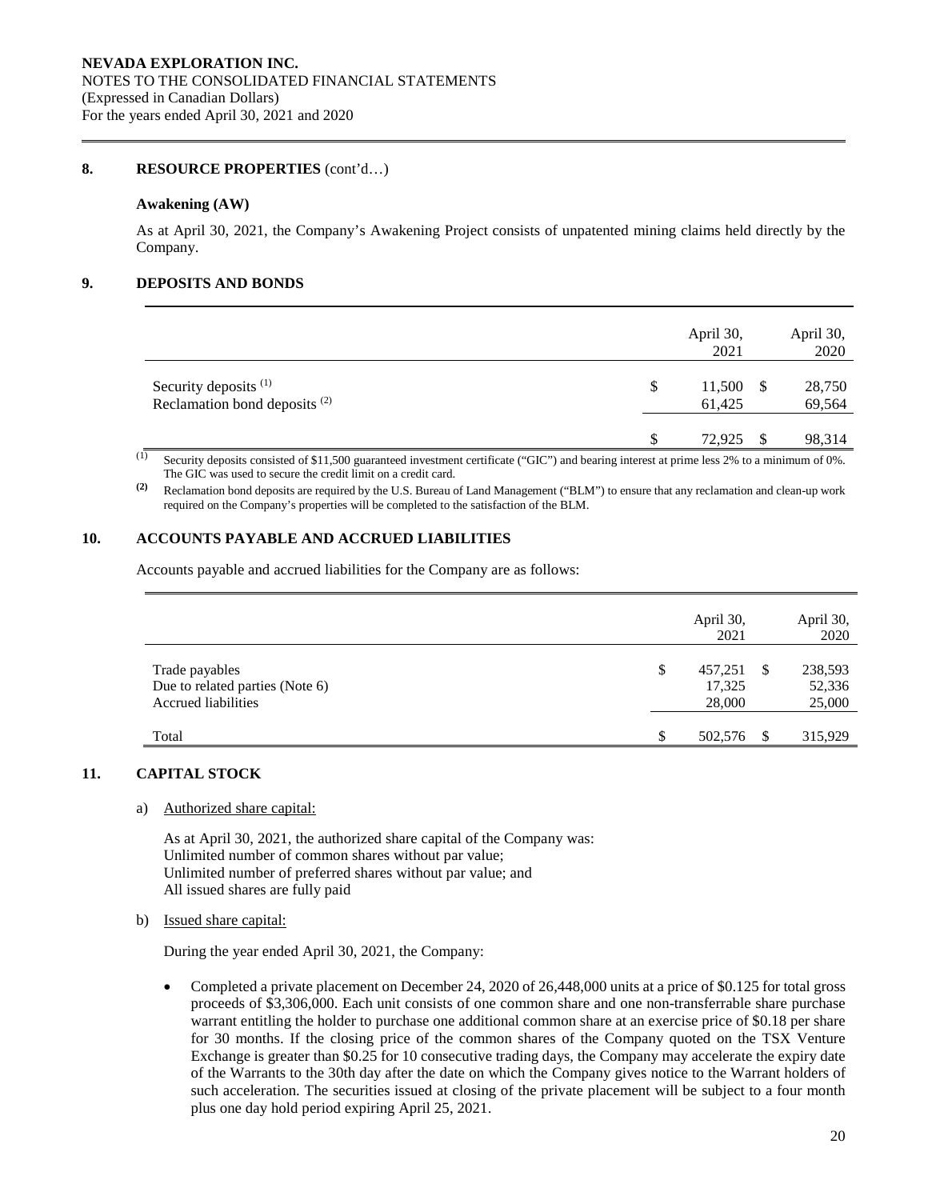## 8. RESOURCE PROPERTIES (cont'd…)

### Awakening (AW)

As at April 30, 2021, the Company's Awakening Project consists of unpatented mining claims held directly by the Company.

## 9. DEPOSITS AND BONDS

| | April 30, 2021 | April 30, 2020 |
|---|---|---|
| Security deposits [(1)] | $ 11,500 | $ 28,750 |
| Reclamation bond deposits [(2)] | 61,425 | 69,564 |
| | $ 72,925 | $ 98,314 |

(1) Security deposits consisted of $11,500 guaranteed investment certificate ("GIC") and bearing interest at prime less 2% to a minimum of 0%. The GIC was used to secure the credit limit on a credit card.

(2) Reclamation bond deposits are required by the U.S. Bureau of Land Management ("BLM") to ensure that any reclamation and clean-up work required on the Company's properties will be completed to the satisfaction of the BLM.

## 10. ACCOUNTS PAYABLE AND ACCRUED LIABILITIES

Accounts payable and accrued liabilities for the Company are as follows:

| | April 30, 2021 | April 30, 2020 |
|---|---|---|
| Trade payables | $ 457,251 | $ 238,593 |
| Due to related parties (Note 6) | 17,325 | 52,336 |
| Accrued liabilities | 28,000 | 25,000 |
| Total | $ 502,576 | $ 315,929 |

## 11. CAPITAL STOCK

a) Authorized share capital:

As at April 30, 2021, the authorized share capital of the Company was:
Unlimited number of common shares without par value;
Unlimited number of preferred shares without par value; and
All issued shares are fully paid

b) Issued share capital:

During the year ended April 30, 2021, the Company:

- Completed a private placement on December 24, 2020 of 26,448,000 units at a price of $0.125 for total gross proceeds of $3,306,000. Each unit consists of one common share and one non-transferrable share purchase warrant entitling the holder to purchase one additional common share at an exercise price of $0.18 per share for 30 months. If the closing price of the common shares of the Company quoted on the TSX Venture Exchange is greater than $0.25 for 10 consecutive trading days, the Company may accelerate the expiry date of the Warrants to the 30th day after the date on which the Company gives notice to the Warrant holders of such acceleration. The securities issued at closing of the private placement will be subject to a four month plus one day hold period expiring April 25, 2021.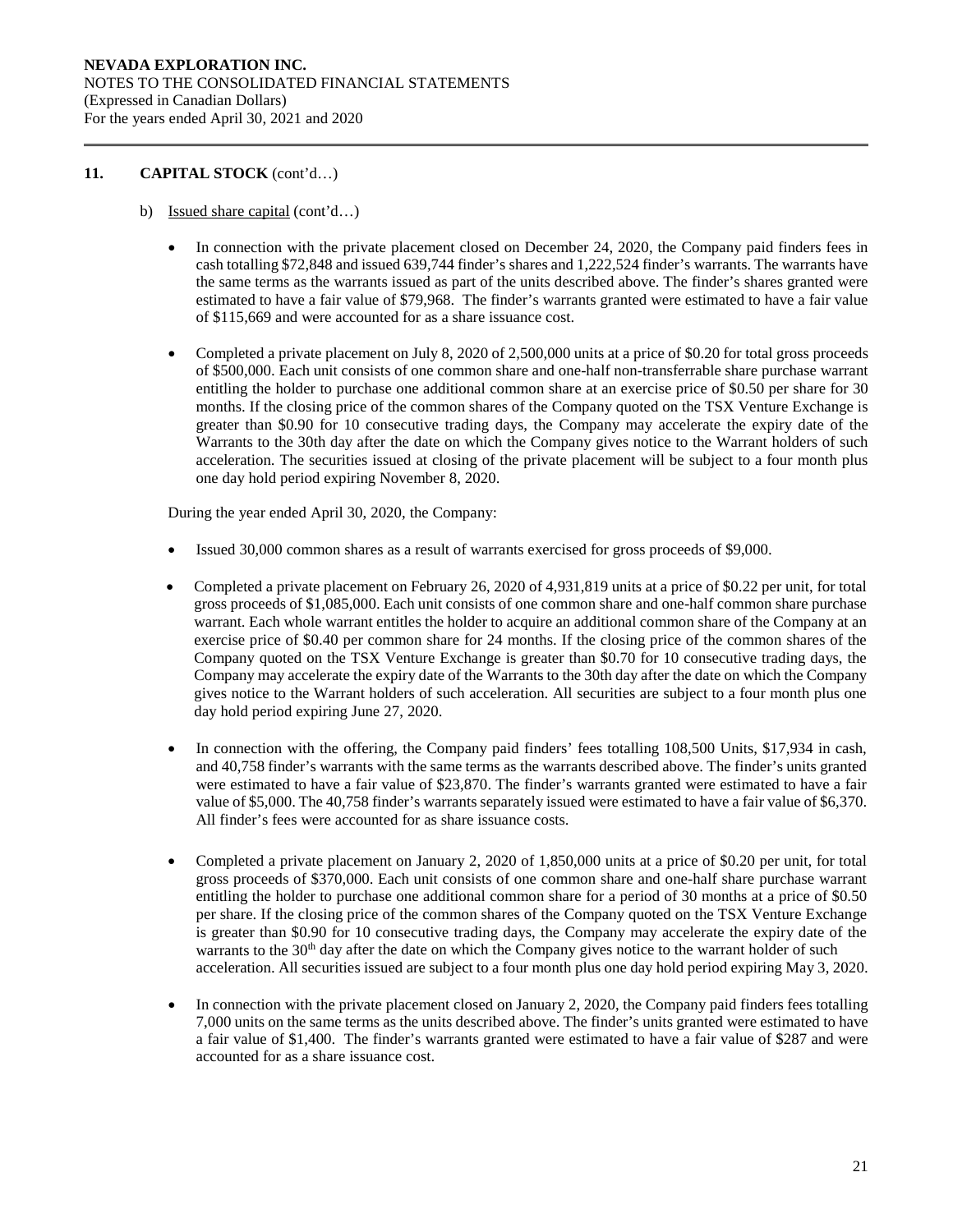## 11. CAPITAL STOCK (cont'd…)

b) Issued share capital (cont'd…)

- In connection with the private placement closed on December 24, 2020, the Company paid finders fees in cash totalling $72,848 and issued 639,744 finder's shares and 1,222,524 finder's warrants. The warrants have the same terms as the warrants issued as part of the units described above. The finder's shares granted were estimated to have a fair value of $79,968. The finder's warrants granted were estimated to have a fair value of $115,669 and were accounted for as a share issuance cost.

- Completed a private placement on July 8, 2020 of 2,500,000 units at a price of $0.20 for total gross proceeds of $500,000. Each unit consists of one common share and one-half non-transferrable share purchase warrant entitling the holder to purchase one additional common share at an exercise price of $0.50 per share for 30 months. If the closing price of the common shares of the Company quoted on the TSX Venture Exchange is greater than $0.90 for 10 consecutive trading days, the Company may accelerate the expiry date of the Warrants to the 30th day after the date on which the Company gives notice to the Warrant holders of such acceleration. The securities issued at closing of the private placement will be subject to a four month plus one day hold period expiring November 8, 2020.

During the year ended April 30, 2020, the Company:

- Issued 30,000 common shares as a result of warrants exercised for gross proceeds of $9,000.

- Completed a private placement on February 26, 2020 of 4,931,819 units at a price of $0.22 per unit, for total gross proceeds of $1,085,000. Each unit consists of one common share and one-half common share purchase warrant. Each whole warrant entitles the holder to acquire an additional common share of the Company at an exercise price of $0.40 per common share for 24 months. If the closing price of the common shares of the Company quoted on the TSX Venture Exchange is greater than $0.70 for 10 consecutive trading days, the Company may accelerate the expiry date of the Warrants to the 30th day after the date on which the Company gives notice to the Warrant holders of such acceleration. All securities are subject to a four month plus one day hold period expiring June 27, 2020.

- In connection with the offering, the Company paid finders' fees totalling 108,500 Units, $17,934 in cash, and 40,758 finder's warrants with the same terms as the warrants described above. The finder's units granted were estimated to have a fair value of $23,870. The finder's warrants granted were estimated to have a fair value of $5,000. The 40,758 finder's warrants separately issued were estimated to have a fair value of $6,370. All finder's fees were accounted for as share issuance costs.

- Completed a private placement on January 2, 2020 of 1,850,000 units at a price of $0.20 per unit, for total gross proceeds of $370,000. Each unit consists of one common share and one-half share purchase warrant entitling the holder to purchase one additional common share for a period of 30 months at a price of $0.50 per share. If the closing price of the common shares of the Company quoted on the TSX Venture Exchange is greater than $0.90 for 10 consecutive trading days, the Company may accelerate the expiry date of the warrants to the 30th day after the date on which the Company gives notice to the warrant holder of such acceleration. All securities issued are subject to a four month plus one day hold period expiring May 3, 2020.

- In connection with the private placement closed on January 2, 2020, the Company paid finders fees totalling 7,000 units on the same terms as the units described above. The finder's units granted were estimated to have a fair value of $1,400. The finder's warrants granted were estimated to have a fair value of $287 and were accounted for as a share issuance cost.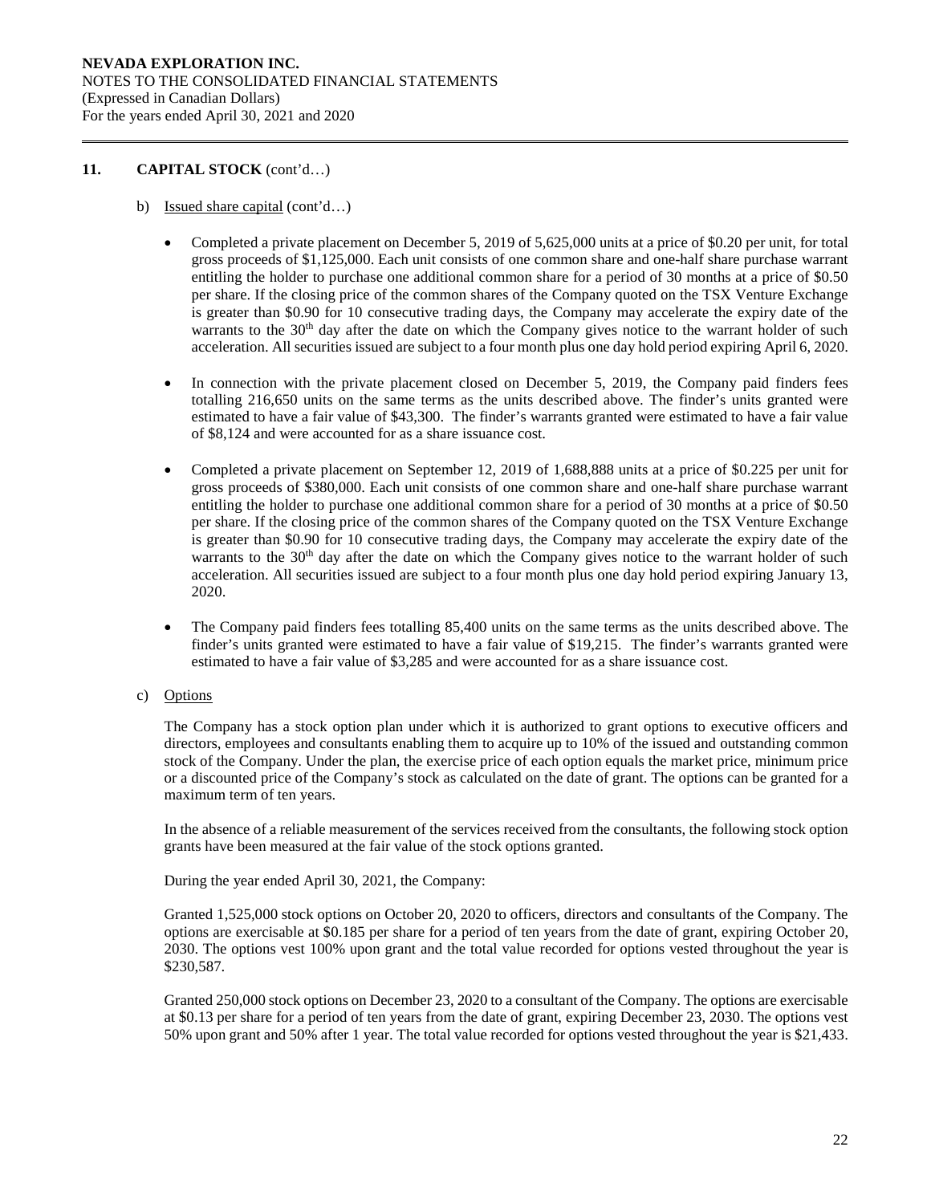## 11. CAPITAL STOCK (cont'd…)

b) Issued share capital (cont'd…)

- Completed a private placement on December 5, 2019 of 5,625,000 units at a price of $0.20 per unit, for total gross proceeds of $1,125,000. Each unit consists of one common share and one-half share purchase warrant entitling the holder to purchase one additional common share for a period of 30 months at a price of $0.50 per share. If the closing price of the common shares of the Company quoted on the TSX Venture Exchange is greater than $0.90 for 10 consecutive trading days, the Company may accelerate the expiry date of the warrants to the 30th day after the date on which the Company gives notice to the warrant holder of such acceleration. All securities issued are subject to a four month plus one day hold period expiring April 6, 2020.

- In connection with the private placement closed on December 5, 2019, the Company paid finders fees totalling 216,650 units on the same terms as the units described above. The finder's units granted were estimated to have a fair value of $43,300. The finder's warrants granted were estimated to have a fair value of $8,124 and were accounted for as a share issuance cost.

- Completed a private placement on September 12, 2019 of 1,688,888 units at a price of $0.225 per unit for gross proceeds of $380,000. Each unit consists of one common share and one-half share purchase warrant entitling the holder to purchase one additional common share for a period of 30 months at a price of $0.50 per share. If the closing price of the common shares of the Company quoted on the TSX Venture Exchange is greater than $0.90 for 10 consecutive trading days, the Company may accelerate the expiry date of the warrants to the 30th day after the date on which the Company gives notice to the warrant holder of such acceleration. All securities issued are subject to a four month plus one day hold period expiring January 13, 2020.

- The Company paid finders fees totalling 85,400 units on the same terms as the units described above. The finder's units granted were estimated to have a fair value of $19,215. The finder's warrants granted were estimated to have a fair value of $3,285 and were accounted for as a share issuance cost.

c) Options

The Company has a stock option plan under which it is authorized to grant options to executive officers and directors, employees and consultants enabling them to acquire up to 10% of the issued and outstanding common stock of the Company. Under the plan, the exercise price of each option equals the market price, minimum price or a discounted price of the Company's stock as calculated on the date of grant. The options can be granted for a maximum term of ten years.

In the absence of a reliable measurement of the services received from the consultants, the following stock option grants have been measured at the fair value of the stock options granted.

During the year ended April 30, 2021, the Company:

Granted 1,525,000 stock options on October 20, 2020 to officers, directors and consultants of the Company. The options are exercisable at $0.185 per share for a period of ten years from the date of grant, expiring October 20, 2030. The options vest 100% upon grant and the total value recorded for options vested throughout the year is $230,587.

Granted 250,000 stock options on December 23, 2020 to a consultant of the Company. The options are exercisable at $0.13 per share for a period of ten years from the date of grant, expiring December 23, 2030. The options vest 50% upon grant and 50% after 1 year. The total value recorded for options vested throughout the year is $21,433.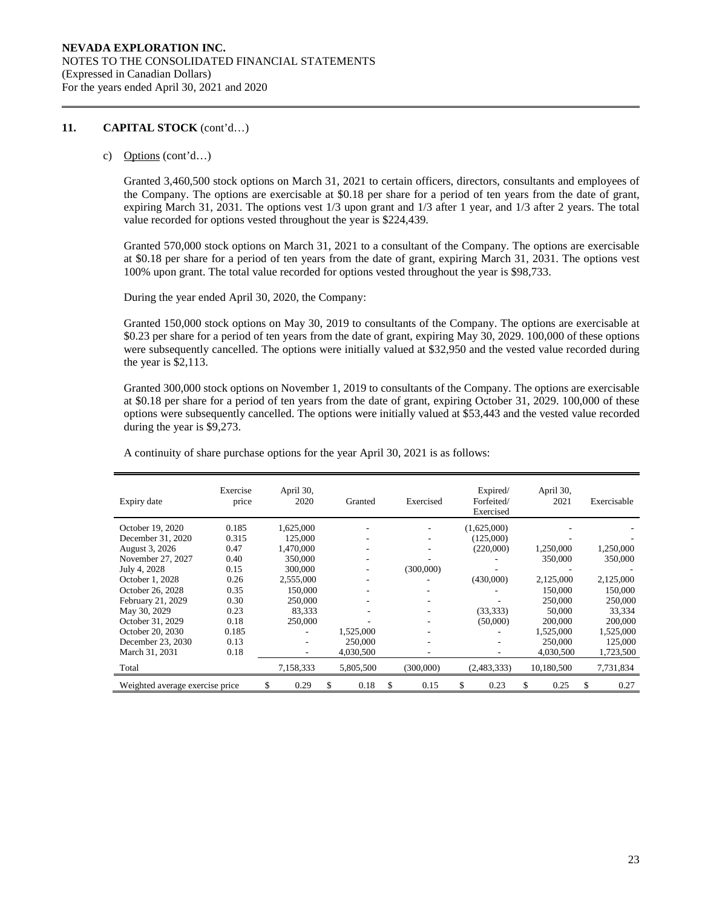**NEVADA EXPLORATION INC.**
NOTES TO THE CONSOLIDATED FINANCIAL STATEMENTS
(Expressed in Canadian Dollars)
For the years ended April 30, 2021 and 2020

## 11. CAPITAL STOCK (cont'd…)

c) Options (cont'd…)

Granted 3,460,500 stock options on March 31, 2021 to certain officers, directors, consultants and employees of the Company. The options are exercisable at $0.18 per share for a period of ten years from the date of grant, expiring March 31, 2031. The options vest 1/3 upon grant and 1/3 after 1 year, and 1/3 after 2 years. The total value recorded for options vested throughout the year is $224,439.

Granted 570,000 stock options on March 31, 2021 to a consultant of the Company. The options are exercisable at $0.18 per share for a period of ten years from the date of grant, expiring March 31, 2031. The options vest 100% upon grant. The total value recorded for options vested throughout the year is $98,733.

During the year ended April 30, 2020, the Company:

Granted 150,000 stock options on May 30, 2019 to consultants of the Company. The options are exercisable at $0.23 per share for a period of ten years from the date of grant, expiring May 30, 2029. 100,000 of these options were subsequently cancelled. The options were initially valued at $32,950 and the vested value recorded during the year is $2,113.

Granted 300,000 stock options on November 1, 2019 to consultants of the Company. The options are exercisable at $0.18 per share for a period of ten years from the date of grant, expiring October 31, 2029. 100,000 of these options were subsequently cancelled. The options were initially valued at $53,443 and the vested value recorded during the year is $9,273.

A continuity of share purchase options for the year April 30, 2021 is as follows:

| Expiry date | Exercise price | April 30, 2020 | Granted | Exercised | Expired/ Forfeited/ Exercised | April 30, 2021 | Exercisable |
|---|---|---|---|---|---|---|---|
| October 19, 2020 | 0.185 | 1,625,000 | - | - | (1,625,000) | - | - |
| December 31, 2020 | 0.315 | 125,000 | - | - | (125,000) | - | - |
| August 3, 2026 | 0.47 | 1,470,000 | - | - | (220,000) | 1,250,000 | 1,250,000 |
| November 27, 2027 | 0.40 | 350,000 | - | - | - | 350,000 | 350,000 |
| July 4, 2028 | 0.15 | 300,000 | - | (300,000) | - | - | - |
| October 1, 2028 | 0.26 | 2,555,000 | - | - | (430,000) | 2,125,000 | 2,125,000 |
| October 26, 2028 | 0.35 | 150,000 | - | - | - | 150,000 | 150,000 |
| February 21, 2029 | 0.30 | 250,000 | - | - | - | 250,000 | 250,000 |
| May 30, 2029 | 0.23 | 83,333 | - | - | (33,333) | 50,000 | 33,334 |
| October 31, 2029 | 0.18 | 250,000 | - | - | (50,000) | 200,000 | 200,000 |
| October 20, 2030 | 0.185 | - | 1,525,000 | - | - | 1,525,000 | 1,525,000 |
| December 23, 2030 | 0.13 | - | 250,000 | - | - | 250,000 | 125,000 |
| March 31, 2031 | 0.18 | - | 4,030,500 | - | - | 4,030,500 | 1,723,500 |
| Total | | 7,158,333 | 5,805,500 | (300,000) | (2,483,333) | 10,180,500 | 7,731,834 |
| Weighted average exercise price | | $ 0.29 | $ 0.18 | $ 0.15 | $ 0.23 | $ 0.25 | $ 0.27 |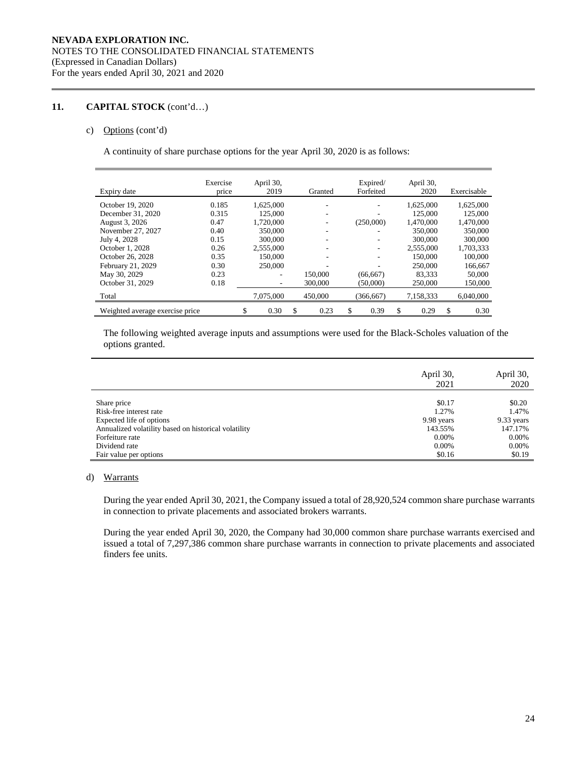**NEVADA EXPLORATION INC.**
NOTES TO THE CONSOLIDATED FINANCIAL STATEMENTS
(Expressed in Canadian Dollars)
For the years ended April 30, 2021 and 2020

## 11. CAPITAL STOCK (cont'd…)

c) Options (cont'd)

A continuity of share purchase options for the year April 30, 2020 is as follows:

| Expiry date | Exercise price | April 30, 2019 | Granted | Expired/ Forfeited | April 30, 2020 | Exercisable |
|---|---|---|---|---|---|---|
| October 19, 2020 | 0.185 | 1,625,000 | - | - | 1,625,000 | 1,625,000 |
| December 31, 2020 | 0.315 | 125,000 | - | - | 125,000 | 125,000 |
| August 3, 2026 | 0.47 | 1,720,000 | - | (250,000) | 1,470,000 | 1,470,000 |
| November 27, 2027 | 0.40 | 350,000 | - | - | 350,000 | 350,000 |
| July 4, 2028 | 0.15 | 300,000 | - | - | 300,000 | 300,000 |
| October 1, 2028 | 0.26 | 2,555,000 | - | - | 2,555,000 | 1,703,333 |
| October 26, 2028 | 0.35 | 150,000 | - | - | 150,000 | 100,000 |
| February 21, 2029 | 0.30 | 250,000 | - | - | 250,000 | 166,667 |
| May 30, 2029 | 0.23 | - | 150,000 | (66,667) | 83,333 | 50,000 |
| October 31, 2029 | 0.18 | - | 300,000 | (50,000) | 250,000 | 150,000 |
| Total | | 7,075,000 | 450,000 | (366,667) | 7,158,333 | 6,040,000 |
| Weighted average exercise price | | $ 0.30 | $ 0.23 | $ 0.39 | $ 0.29 | $ 0.30 |

The following weighted average inputs and assumptions were used for the Black-Scholes valuation of the options granted.

| | April 30, 2021 | April 30, 2020 |
|---|---|---|
| Share price | $0.17 | $0.20 |
| Risk-free interest rate | 1.27% | 1.47% |
| Expected life of options | 9.98 years | 9.33 years |
| Annualized volatility based on historical volatility | 143.55% | 147.17% |
| Forfeiture rate | 0.00% | 0.00% |
| Dividend rate | 0.00% | 0.00% |
| Fair value per options | $0.16 | $0.19 |

d) Warrants

During the year ended April 30, 2021, the Company issued a total of 28,920,524 common share purchase warrants in connection to private placements and associated brokers warrants.

During the year ended April 30, 2020, the Company had 30,000 common share purchase warrants exercised and issued a total of 7,297,386 common share purchase warrants in connection to private placements and associated finders fee units.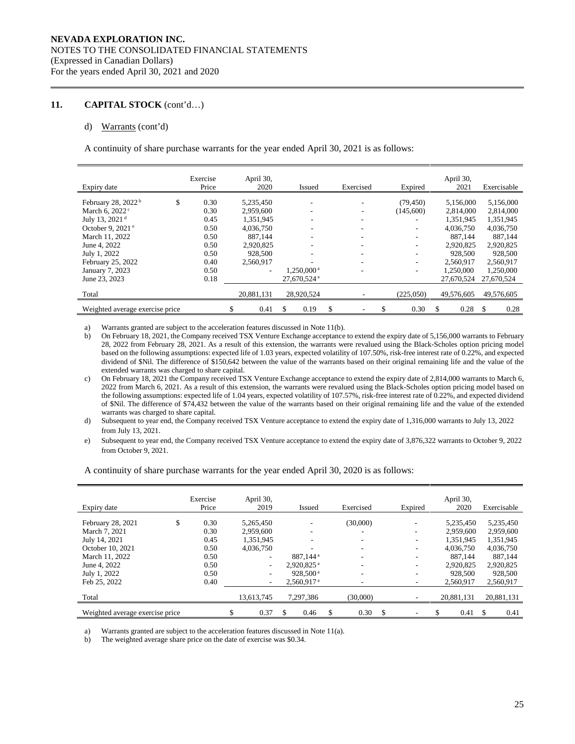**NEVADA EXPLORATION INC.**
NOTES TO THE CONSOLIDATED FINANCIAL STATEMENTS
(Expressed in Canadian Dollars)
For the years ended April 30, 2021 and 2020

## 11. CAPITAL STOCK (cont'd…)

d) Warrants (cont'd)

A continuity of share purchase warrants for the year ended April 30, 2021 is as follows:

| Expiry date | Exercise Price | April 30, 2020 | Issued | Exercised | Expired | April 30, 2021 | Exercisable |
|---|---|---|---|---|---|---|---|
| February 28, 2022 [b] | $ 0.30 | 5,235,450 | - | - | (79,450) | 5,156,000 | 5,156,000 |
| March 6, 2022 [c] | 0.30 | 2,959,600 | - | - | (145,600) | 2,814,000 | 2,814,000 |
| July 13, 2021 [d] | 0.45 | 1,351,945 | - | - | - | 1,351,945 | 1,351,945 |
| October 9, 2021 [e] | 0.50 | 4,036,750 | - | - | - | 4,036,750 | 4,036,750 |
| March 11, 2022 | 0.50 | 887,144 | - | - | - | 887,144 | 887,144 |
| June 4, 2022 | 0.50 | 2,920,825 | - | - | - | 2,920,825 | 2,920,825 |
| July 1, 2022 | 0.50 | 928,500 | - | - | - | 928,500 | 928,500 |
| February 25, 2022 | 0.40 | 2,560,917 | - | - | - | 2,560,917 | 2,560,917 |
| January 7, 2023 | 0.50 | - | 1,250,000 [a] | - | - | 1,250,000 | 1,250,000 |
| June 23, 2023 | 0.18 | | 27,670,524 [a] | | | 27,670,524 | 27,670,524 |
| Total | | 20,881,131 | 28,920,524 | - | (225,050) | 49,576,605 | 49,576,605 |
| Weighted average exercise price | | $ 0.41 | $ 0.19 | $ - | $ 0.30 | $ 0.28 | $ 0.28 |

a) Warrants granted are subject to the acceleration features discussed in Note 11(b).

b) On February 18, 2021, the Company received TSX Venture Exchange acceptance to extend the expiry date of 5,156,000 warrants to February 28, 2022 from February 28, 2021. As a result of this extension, the warrants were revalued using the Black-Scholes option pricing model based on the following assumptions: expected life of 1.03 years, expected volatility of 107.50%, risk-free interest rate of 0.22%, and expected dividend of $Nil. The difference of $150,642 between the value of the warrants based on their original remaining life and the value of the extended warrants was charged to share capital.

c) On February 18, 2021 the Company received TSX Venture Exchange acceptance to extend the expiry date of 2,814,000 warrants to March 6, 2022 from March 6, 2021. As a result of this extension, the warrants were revalued using the Black-Scholes option pricing model based on the following assumptions: expected life of 1.04 years, expected volatility of 107.57%, risk-free interest rate of 0.22%, and expected dividend of $Nil. The difference of $74,432 between the value of the warrants based on their original remaining life and the value of the extended warrants was charged to share capital.

d) Subsequent to year end, the Company received TSX Venture acceptance to extend the expiry date of 1,316,000 warrants to July 13, 2022 from July 13, 2021.

e) Subsequent to year end, the Company received TSX Venture acceptance to extend the expiry date of 3,876,322 warrants to October 9, 2022 from October 9, 2021.

A continuity of share purchase warrants for the year ended April 30, 2020 is as follows:

| Expiry date | Exercise Price | April 30, 2019 | Issued | Exercised | Expired | April 30, 2020 | Exercisable |
|---|---|---|---|---|---|---|---|
| February 28, 2021 | $ 0.30 | 5,265,450 | - | (30,000) | - | 5,235,450 | 5,235,450 |
| March 7, 2021 | 0.30 | 2,959,600 | - | - | - | 2,959,600 | 2,959,600 |
| July 14, 2021 | 0.45 | 1,351,945 | - | - | - | 1,351,945 | 1,351,945 |
| October 10, 2021 | 0.50 | 4,036,750 | - | - | - | 4,036,750 | 4,036,750 |
| March 11, 2022 | 0.50 | - | 887,144 [a] | - | - | 887,144 | 887,144 |
| June 4, 2022 | 0.50 | - | 2,920,825 [a] | - | - | 2,920,825 | 2,920,825 |
| July 1, 2022 | 0.50 | - | 928,500 [a] | - | - | 928,500 | 928,500 |
| Feb 25, 2022 | 0.40 | - | 2,560,917 [a] | - | - | 2,560,917 | 2,560,917 |
| Total | | 13,613,745 | 7,297,386 | (30,000) | - | 20,881,131 | 20,881,131 |
| Weighted average exercise price | | $ 0.37 | $ 0.46 | $ 0.30 | $ - | $ 0.41 | $ 0.41 |

a) Warrants granted are subject to the acceleration features discussed in Note 11(a).

b) The weighted average share price on the date of exercise was $0.34.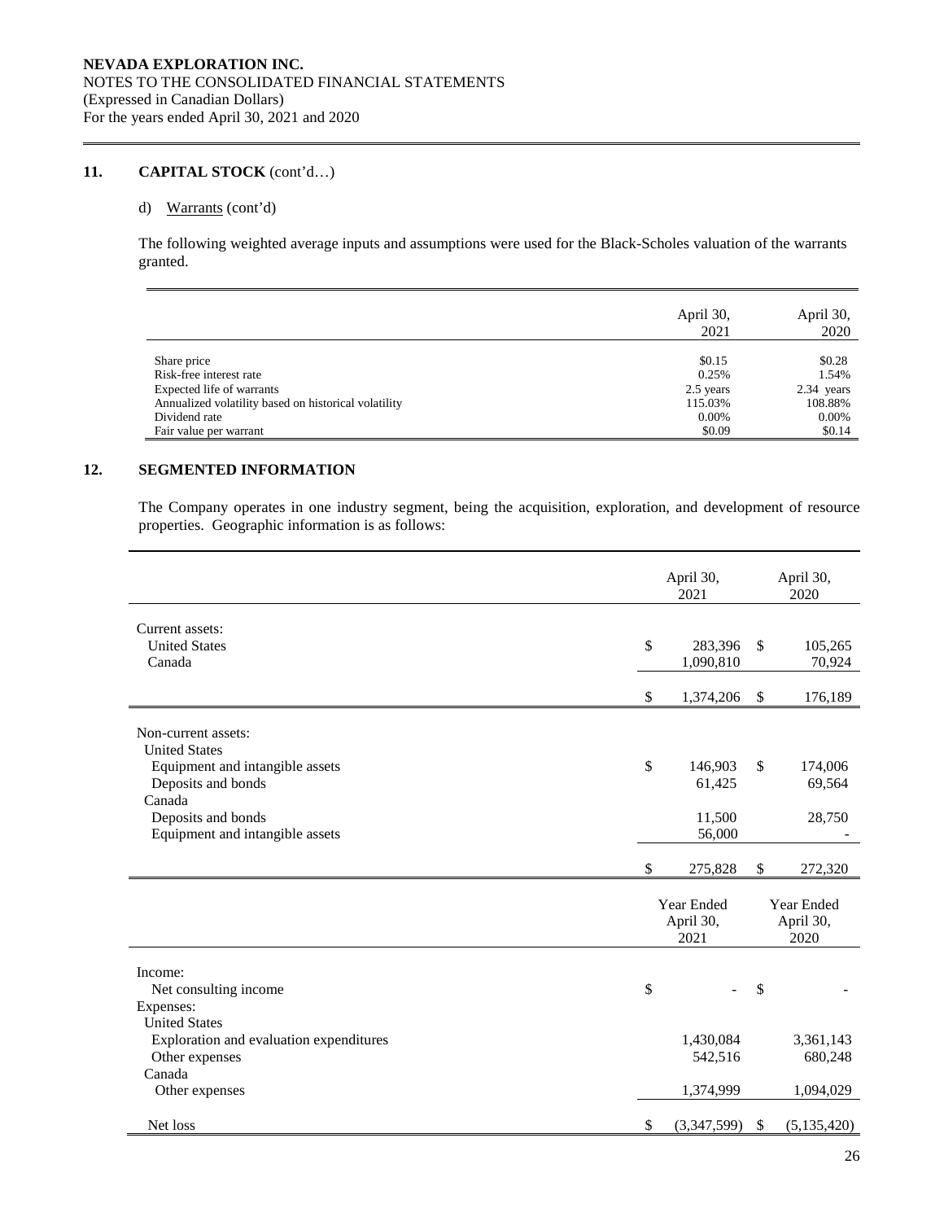## 11. CAPITAL STOCK (cont'd…)

d) Warrants (cont'd)

The following weighted average inputs and assumptions were used for the Black-Scholes valuation of the warrants granted.

| | April 30, 2021 | April 30, 2020 |
|---|---|---|
| Share price | $0.15 | $0.28 |
| Risk-free interest rate | 0.25% | 1.54% |
| Expected life of warrants | 2.5 years | 2.34 years |
| Annualized volatility based on historical volatility | 115.03% | 108.88% |
| Dividend rate | 0.00% | 0.00% |
| Fair value per warrant | $0.09 | $0.14 |

## 12. SEGMENTED INFORMATION

The Company operates in one industry segment, being the acquisition, exploration, and development of resource properties. Geographic information is as follows:

| | April 30, 2021 | April 30, 2020 |
|---|---|---|
| Current assets: | | |
| United States | $ 283,396 | $ 105,265 |
| Canada | 1,090,810 | 70,924 |
| | $ 1,374,206 | $ 176,189 |
| Non-current assets: | | |
| United States | | |
| Equipment and intangible assets | $ 146,903 | $ 174,006 |
| Deposits and bonds | 61,425 | 69,564 |
| Canada | | |
| Deposits and bonds | 11,500 | 28,750 |
| Equipment and intangible assets | 56,000 | - |
| | $ 275,828 | $ 272,320 |

| | Year Ended April 30, 2021 | Year Ended April 30, 2020 |
|---|---|---|
| Income: | | |
| Net consulting income | $ - | $ - |
| Expenses: | | |
| United States | | |
| Exploration and evaluation expenditures | 1,430,084 | 3,361,143 |
| Other expenses | 542,516 | 680,248 |
| Canada | | |
| Other expenses | 1,374,999 | 1,094,029 |
| Net loss | $ (3,347,599) | $ (5,135,420) |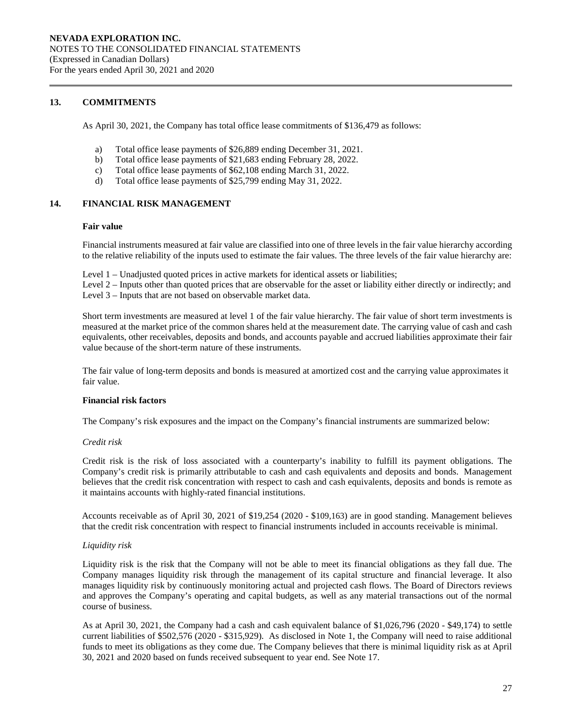## 13. COMMITMENTS

As April 30, 2021, the Company has total office lease commitments of $136,479 as follows:

a) Total office lease payments of $26,889 ending December 31, 2021.
b) Total office lease payments of $21,683 ending February 28, 2022.
c) Total office lease payments of $62,108 ending March 31, 2022.
d) Total office lease payments of $25,799 ending May 31, 2022.

## 14. FINANCIAL RISK MANAGEMENT

**Fair value**

Financial instruments measured at fair value are classified into one of three levels in the fair value hierarchy according to the relative reliability of the inputs used to estimate the fair values. The three levels of the fair value hierarchy are:

Level 1 – Unadjusted quoted prices in active markets for identical assets or liabilities;
Level 2 – Inputs other than quoted prices that are observable for the asset or liability either directly or indirectly; and
Level 3 – Inputs that are not based on observable market data.

Short term investments are measured at level 1 of the fair value hierarchy. The fair value of short term investments is measured at the market price of the common shares held at the measurement date. The carrying value of cash and cash equivalents, other receivables, deposits and bonds, and accounts payable and accrued liabilities approximate their fair value because of the short-term nature of these instruments.

The fair value of long-term deposits and bonds is measured at amortized cost and the carrying value approximates it fair value.

**Financial risk factors**

The Company's risk exposures and the impact on the Company's financial instruments are summarized below:

*Credit risk*

Credit risk is the risk of loss associated with a counterparty's inability to fulfill its payment obligations. The Company's credit risk is primarily attributable to cash and cash equivalents and deposits and bonds. Management believes that the credit risk concentration with respect to cash and cash equivalents, deposits and bonds is remote as it maintains accounts with highly-rated financial institutions.

Accounts receivable as of April 30, 2021 of $19,254 (2020 - $109,163) are in good standing. Management believes that the credit risk concentration with respect to financial instruments included in accounts receivable is minimal.

*Liquidity risk*

Liquidity risk is the risk that the Company will not be able to meet its financial obligations as they fall due. The Company manages liquidity risk through the management of its capital structure and financial leverage. It also manages liquidity risk by continuously monitoring actual and projected cash flows. The Board of Directors reviews and approves the Company's operating and capital budgets, as well as any material transactions out of the normal course of business.

As at April 30, 2021, the Company had a cash and cash equivalent balance of $1,026,796 (2020 - $49,174) to settle current liabilities of $502,576 (2020 - $315,929). As disclosed in Note 1, the Company will need to raise additional funds to meet its obligations as they come due. The Company believes that there is minimal liquidity risk as at April 30, 2021 and 2020 based on funds received subsequent to year end. See Note 17.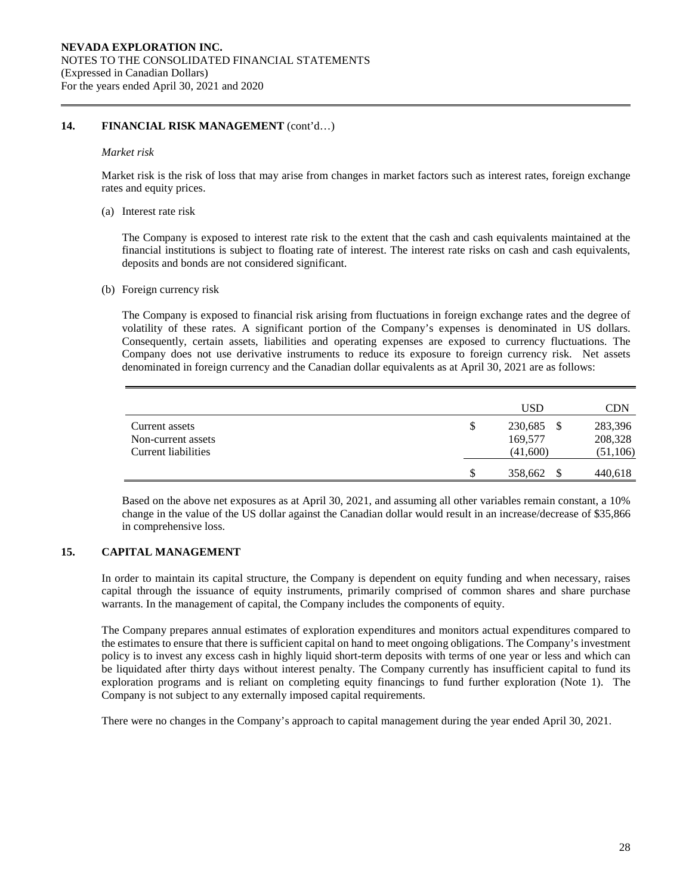## 14. FINANCIAL RISK MANAGEMENT (cont'd…)

*Market risk*

Market risk is the risk of loss that may arise from changes in market factors such as interest rates, foreign exchange rates and equity prices.

(a) Interest rate risk

The Company is exposed to interest rate risk to the extent that the cash and cash equivalents maintained at the financial institutions is subject to floating rate of interest. The interest rate risks on cash and cash equivalents, deposits and bonds are not considered significant.

(b) Foreign currency risk

The Company is exposed to financial risk arising from fluctuations in foreign exchange rates and the degree of volatility of these rates. A significant portion of the Company's expenses is denominated in US dollars. Consequently, certain assets, liabilities and operating expenses are exposed to currency fluctuations. The Company does not use derivative instruments to reduce its exposure to foreign currency risk. Net assets denominated in foreign currency and the Canadian dollar equivalents as at April 30, 2021 are as follows:

| | USD | CDN |
|---|---|---|
| Current assets | $ 230,685 | $ 283,396 |
| Non-current assets | 169,577 | 208,328 |
| Current liabilities | (41,600) | (51,106) |
| | $ 358,662 | $ 440,618 |

Based on the above net exposures as at April 30, 2021, and assuming all other variables remain constant, a 10% change in the value of the US dollar against the Canadian dollar would result in an increase/decrease of $35,866 in comprehensive loss.

## 15. CAPITAL MANAGEMENT

In order to maintain its capital structure, the Company is dependent on equity funding and when necessary, raises capital through the issuance of equity instruments, primarily comprised of common shares and share purchase warrants. In the management of capital, the Company includes the components of equity.

The Company prepares annual estimates of exploration expenditures and monitors actual expenditures compared to the estimates to ensure that there is sufficient capital on hand to meet ongoing obligations. The Company's investment policy is to invest any excess cash in highly liquid short-term deposits with terms of one year or less and which can be liquidated after thirty days without interest penalty. The Company currently has insufficient capital to fund its exploration programs and is reliant on completing equity financings to fund further exploration (Note 1). The Company is not subject to any externally imposed capital requirements.

There were no changes in the Company's approach to capital management during the year ended April 30, 2021.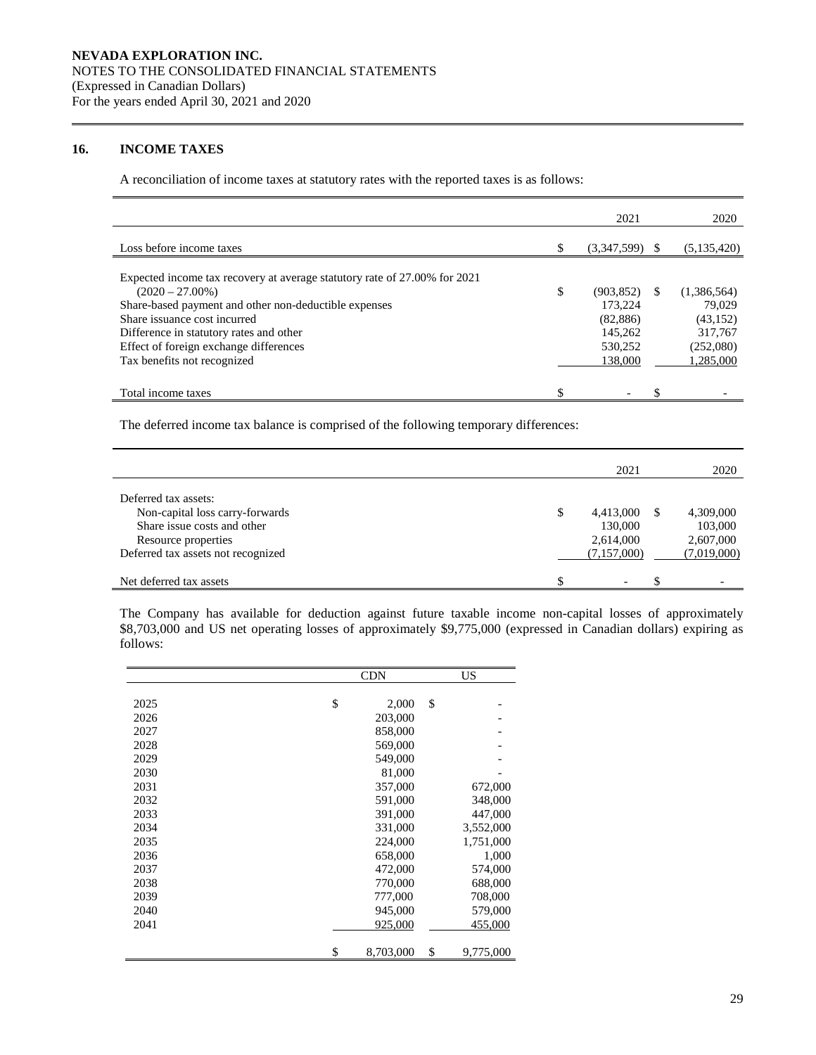NEVADA EXPLORATION INC.
NOTES TO THE CONSOLIDATED FINANCIAL STATEMENTS
(Expressed in Canadian Dollars)
For the years ended April 30, 2021 and 2020

## 16. INCOME TAXES

A reconciliation of income taxes at statutory rates with the reported taxes is as follows:

| | 2021 | 2020 |
|---|---|---|
| Loss before income taxes | $ (3,347,599) | $ (5,135,420) |
| Expected income tax recovery at average statutory rate of 27.00% for 2021 (2020 – 27.00%) | $ (903,852) | $ (1,386,564) |
| Share-based payment and other non-deductible expenses | 173,224 | 79,029 |
| Share issuance cost incurred | (82,886) | (43,152) |
| Difference in statutory rates and other | 145,262 | 317,767 |
| Effect of foreign exchange differences | 530,252 | (252,080) |
| Tax benefits not recognized | 138,000 | 1,285,000 |
| Total income taxes | $ - | $ - |

The deferred income tax balance is comprised of the following temporary differences:

| | 2021 | 2020 |
|---|---|---|
| Deferred tax assets: | | |
| Non-capital loss carry-forwards | $ 4,413,000 | $ 4,309,000 |
| Share issue costs and other | 130,000 | 103,000 |
| Resource properties | 2,614,000 | 2,607,000 |
| Deferred tax assets not recognized | (7,157,000) | (7,019,000) |
| Net deferred tax assets | $ - | $ - |

The Company has available for deduction against future taxable income non-capital losses of approximately $8,703,000 and US net operating losses of approximately $9,775,000 (expressed in Canadian dollars) expiring as follows:

| | CDN | US |
|---|---|---|
| 2025 | $ 2,000 | $ - |
| 2026 | 203,000 | - |
| 2027 | 858,000 | - |
| 2028 | 569,000 | - |
| 2029 | 549,000 | - |
| 2030 | 81,000 | - |
| 2031 | 357,000 | 672,000 |
| 2032 | 591,000 | 348,000 |
| 2033 | 391,000 | 447,000 |
| 2034 | 331,000 | 3,552,000 |
| 2035 | 224,000 | 1,751,000 |
| 2036 | 658,000 | 1,000 |
| 2037 | 472,000 | 574,000 |
| 2038 | 770,000 | 688,000 |
| 2039 | 777,000 | 708,000 |
| 2040 | 945,000 | 579,000 |
| 2041 | 925,000 | 455,000 |
| | $ 8,703,000 | $ 9,775,000 |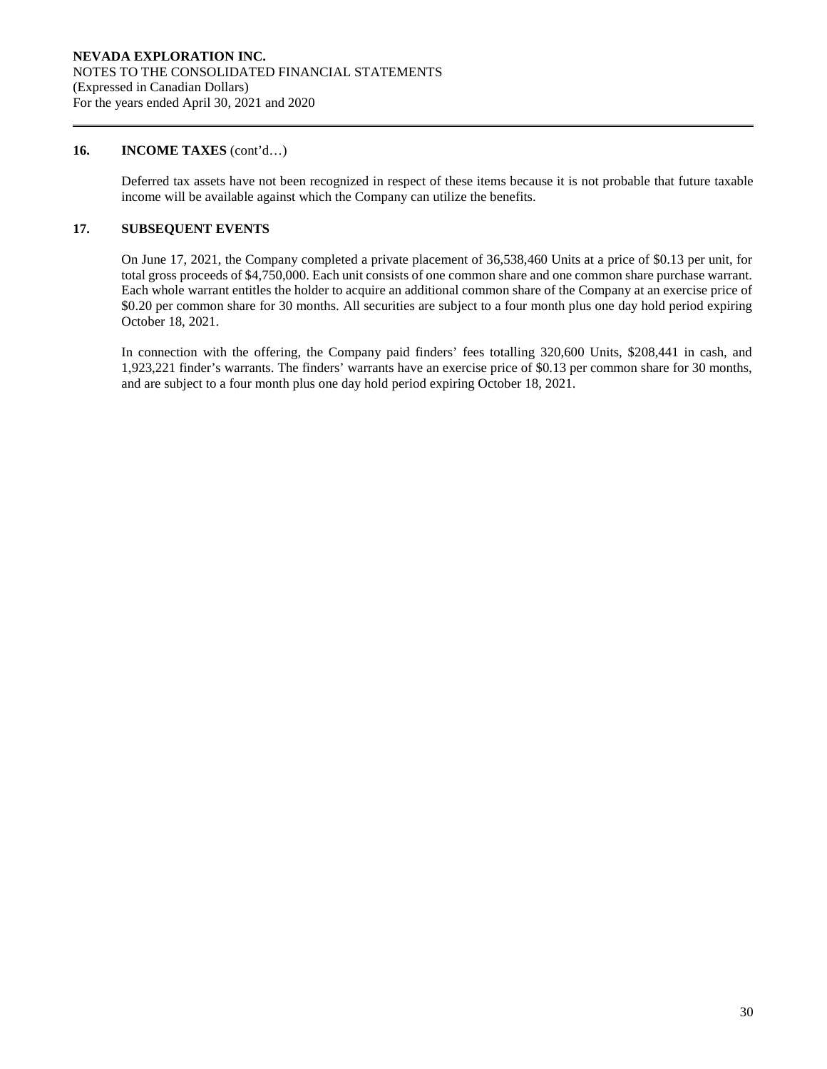## 16. INCOME TAXES (cont'd…)

Deferred tax assets have not been recognized in respect of these items because it is not probable that future taxable income will be available against which the Company can utilize the benefits.

## 17. SUBSEQUENT EVENTS

On June 17, 2021, the Company completed a private placement of 36,538,460 Units at a price of $0.13 per unit, for total gross proceeds of $4,750,000. Each unit consists of one common share and one common share purchase warrant. Each whole warrant entitles the holder to acquire an additional common share of the Company at an exercise price of $0.20 per common share for 30 months. All securities are subject to a four month plus one day hold period expiring October 18, 2021.

In connection with the offering, the Company paid finders' fees totalling 320,600 Units, $208,441 in cash, and 1,923,221 finder's warrants. The finders' warrants have an exercise price of $0.13 per common share for 30 months, and are subject to a four month plus one day hold period expiring October 18, 2021.